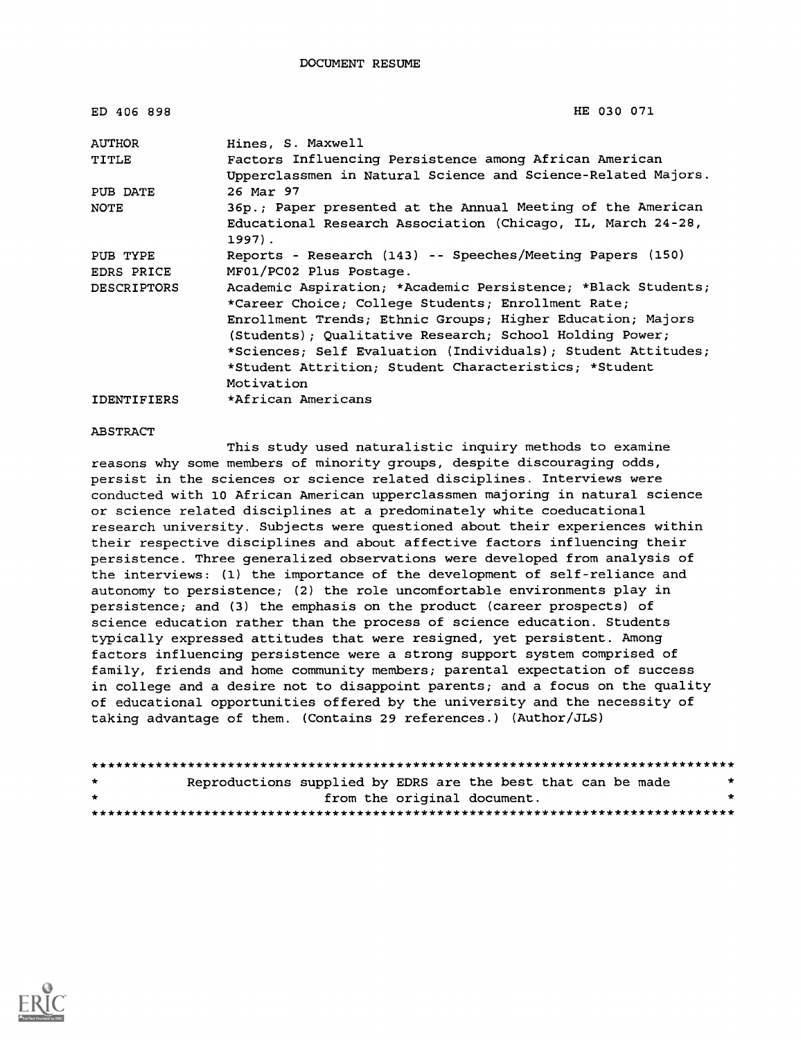DOCUMENT RESUME

| | |
|---|---|
| ED 406 898 | HE 030 071 |
| AUTHOR | Hines, S. Maxwell |
| TITLE | Factors Influencing Persistence among African American Upperclassmen in Natural Science and Science-Related Majors. |
| PUB DATE | 26 Mar 97 |
| NOTE | 36p.; Paper presented at the Annual Meeting of the American Educational Research Association (Chicago, IL, March 24-28, 1997). |
| PUB TYPE | Reports - Research (143) -- Speeches/Meeting Papers (150) |
| EDRS PRICE | MF01/PC02 Plus Postage. |
| DESCRIPTORS | Academic Aspiration; *Academic Persistence; *Black Students; *Career Choice; College Students; Enrollment Rate; Enrollment Trends; Ethnic Groups; Higher Education; Majors (Students); Qualitative Research; School Holding Power; *Sciences; Self Evaluation (Individuals); Student Attitudes; *Student Attrition; Student Characteristics; *Student Motivation |
| IDENTIFIERS | *African Americans |

ABSTRACT

This study used naturalistic inquiry methods to examine reasons why some members of minority groups, despite discouraging odds, persist in the sciences or science related disciplines. Interviews were conducted with 10 African American upperclassmen majoring in natural science or science related disciplines at a predominately white coeducational research university. Subjects were questioned about their experiences within their respective disciplines and about affective factors influencing their persistence. Three generalized observations were developed from analysis of the interviews: (1) the importance of the development of self-reliance and autonomy to persistence; (2) the role uncomfortable environments play in persistence; and (3) the emphasis on the product (career prospects) of science education rather than the process of science education. Students typically expressed attitudes that were resigned, yet persistent. Among factors influencing persistence were a strong support system comprised of family, friends and home community members; parental expectation of success in college and a desire not to disappoint parents; and a focus on the quality of educational opportunities offered by the university and the necessity of taking advantage of them. (Contains 29 references.) (Author/JLS)

```
********************************************************************************
*          Reproductions supplied by EDRS are the best that can be made          *
*                          from the original document.                           *
********************************************************************************
```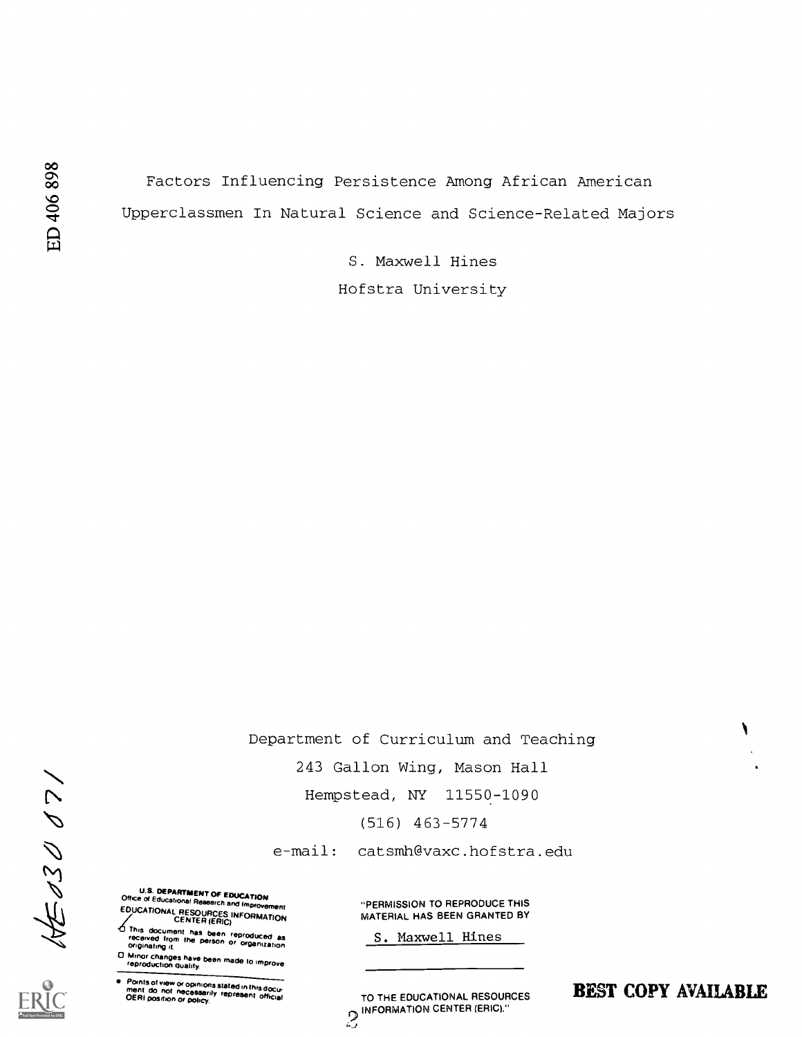# Factors Influencing Persistence Among African American Upperclassmen In Natural Science and Science-Related Majors

S. Maxwell Hines

Hofstra University

Department of Curriculum and Teaching

243 Gallon Wing, Mason Hall

Hempstead, NY 11550-1090

(516) 463-5774

e-mail: catsmh@vaxc.hofstra.edu

U.S. DEPARTMENT OF EDUCATION
Office of Educational Research and Improvement
EDUCATIONAL RESOURCES INFORMATION CENTER (ERIC)

- This document has been reproduced as received from the person or organization originating it.
- Minor changes have been made to improve reproduction quality.

- Points of view or opinions stated in this document do not necessarily represent official OERI position or policy.

"PERMISSION TO REPRODUCE THIS MATERIAL HAS BEEN GRANTED BY

S. Maxwell Hines

TO THE EDUCATIONAL RESOURCES INFORMATION CENTER (ERIC)."

BEST COPY AVAILABLE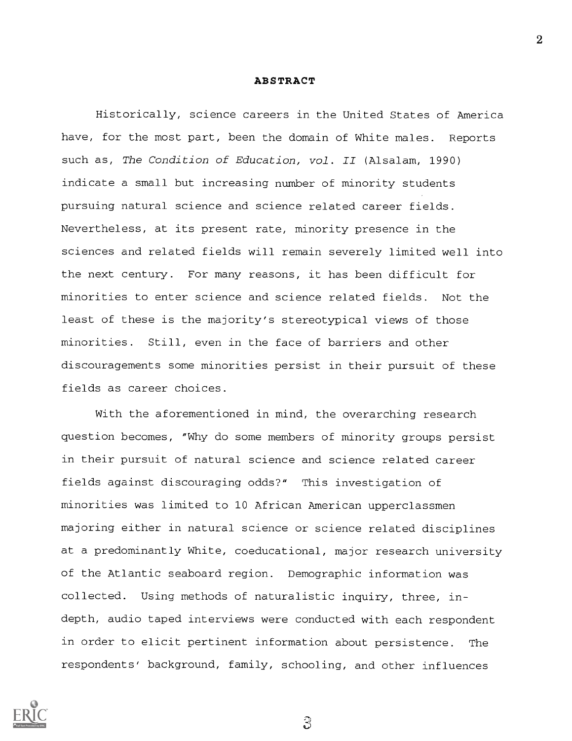**ABSTRACT**

Historically, science careers in the United States of America have, for the most part, been the domain of White males. Reports such as, *The Condition of Education, vol. II* (Alsalam, 1990) indicate a small but increasing number of minority students pursuing natural science and science related career fields. Nevertheless, at its present rate, minority presence in the sciences and related fields will remain severely limited well into the next century. For many reasons, it has been difficult for minorities to enter science and science related fields. Not the least of these is the majority's stereotypical views of those minorities. Still, even in the face of barriers and other discouragements some minorities persist in their pursuit of these fields as career choices.

With the aforementioned in mind, the overarching research question becomes, "Why do some members of minority groups persist in their pursuit of natural science and science related career fields against discouraging odds?" This investigation of minorities was limited to 10 African American upperclassmen majoring either in natural science or science related disciplines at a predominantly White, coeducational, major research university of the Atlantic seaboard region. Demographic information was collected. Using methods of naturalistic inquiry, three, in-depth, audio taped interviews were conducted with each respondent in order to elicit pertinent information about persistence. The respondents' background, family, schooling, and other influences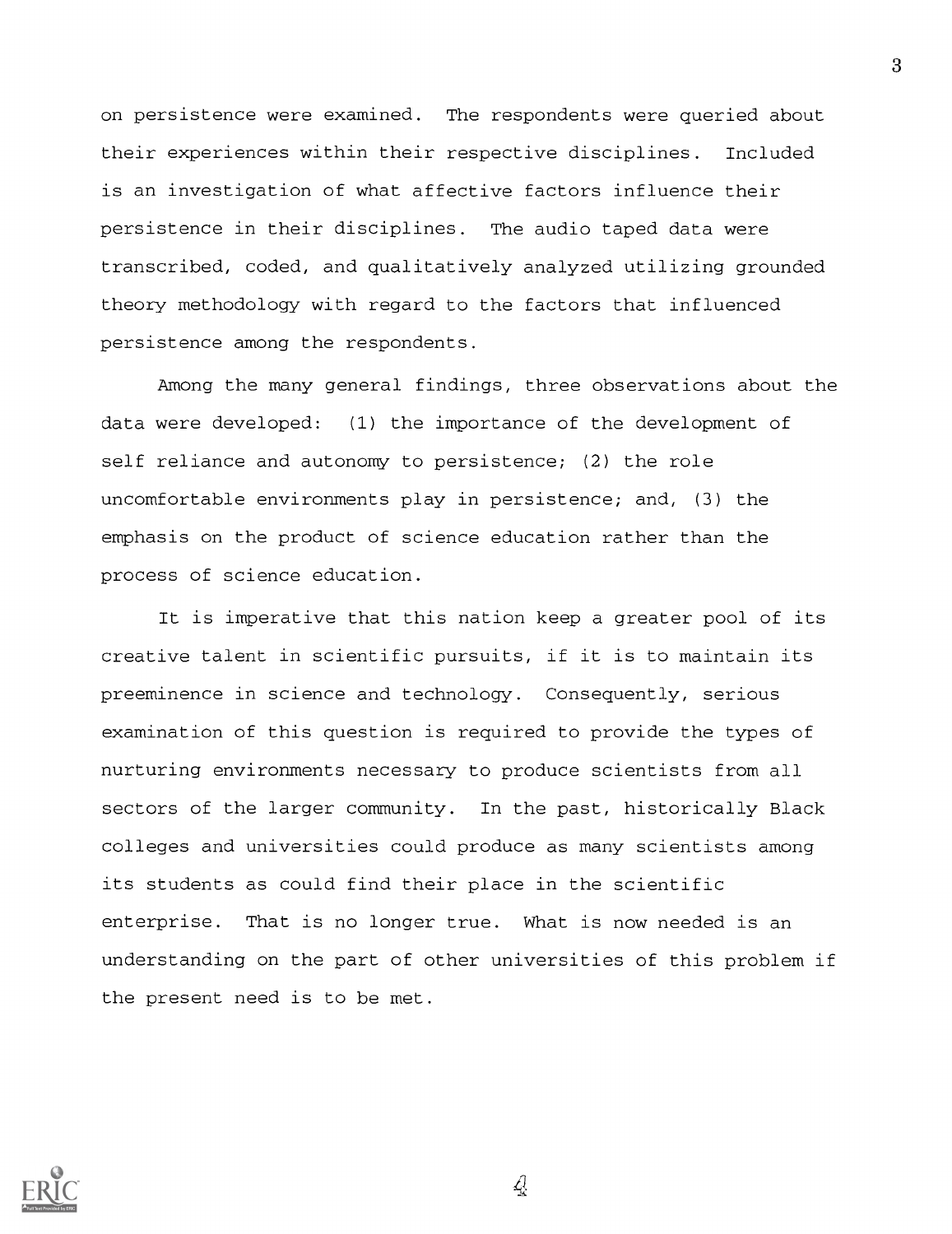on persistence were examined. The respondents were queried about their experiences within their respective disciplines. Included is an investigation of what affective factors influence their persistence in their disciplines. The audio taped data were transcribed, coded, and qualitatively analyzed utilizing grounded theory methodology with regard to the factors that influenced persistence among the respondents.

Among the many general findings, three observations about the data were developed: (1) the importance of the development of self reliance and autonomy to persistence; (2) the role uncomfortable environments play in persistence; and, (3) the emphasis on the product of science education rather than the process of science education.

It is imperative that this nation keep a greater pool of its creative talent in scientific pursuits, if it is to maintain its preeminence in science and technology. Consequently, serious examination of this question is required to provide the types of nurturing environments necessary to produce scientists from all sectors of the larger community. In the past, historically Black colleges and universities could produce as many scientists among its students as could find their place in the scientific enterprise. That is no longer true. What is now needed is an understanding on the part of other universities of this problem if the present need is to be met.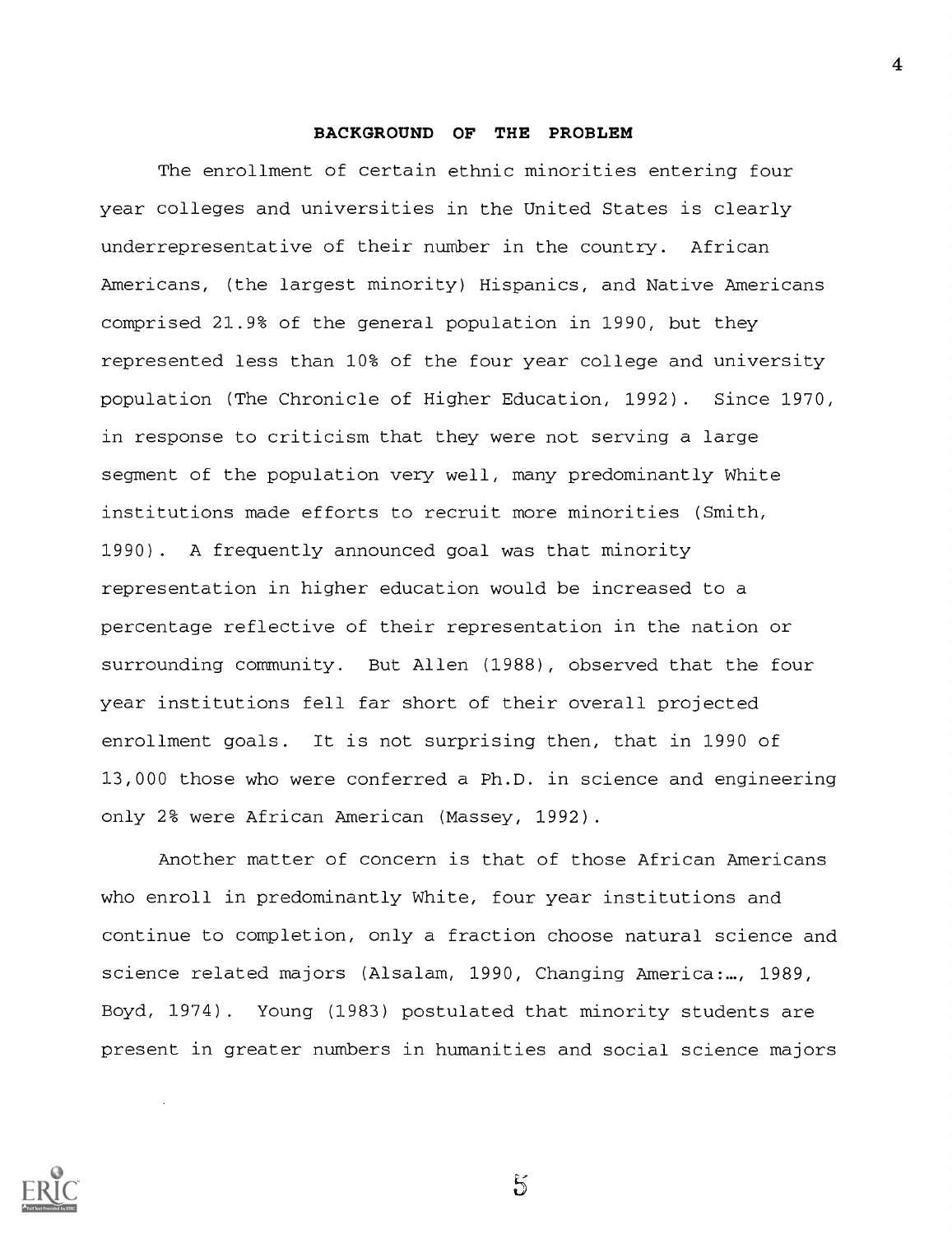## BACKGROUND OF THE PROBLEM

The enrollment of certain ethnic minorities entering four year colleges and universities in the United States is clearly underrepresentative of their number in the country. African Americans, (the largest minority) Hispanics, and Native Americans comprised 21.9% of the general population in 1990, but they represented less than 10% of the four year college and university population (The Chronicle of Higher Education, 1992). Since 1970, in response to criticism that they were not serving a large segment of the population very well, many predominantly White institutions made efforts to recruit more minorities (Smith, 1990). A frequently announced goal was that minority representation in higher education would be increased to a percentage reflective of their representation in the nation or surrounding community. But Allen (1988), observed that the four year institutions fell far short of their overall projected enrollment goals. It is not surprising then, that in 1990 of 13,000 those who were conferred a Ph.D. in science and engineering only 2% were African American (Massey, 1992).

Another matter of concern is that of those African Americans who enroll in predominantly White, four year institutions and continue to completion, only a fraction choose natural science and science related majors (Alsalam, 1990, Changing America:…, 1989, Boyd, 1974). Young (1983) postulated that minority students are present in greater numbers in humanities and social science majors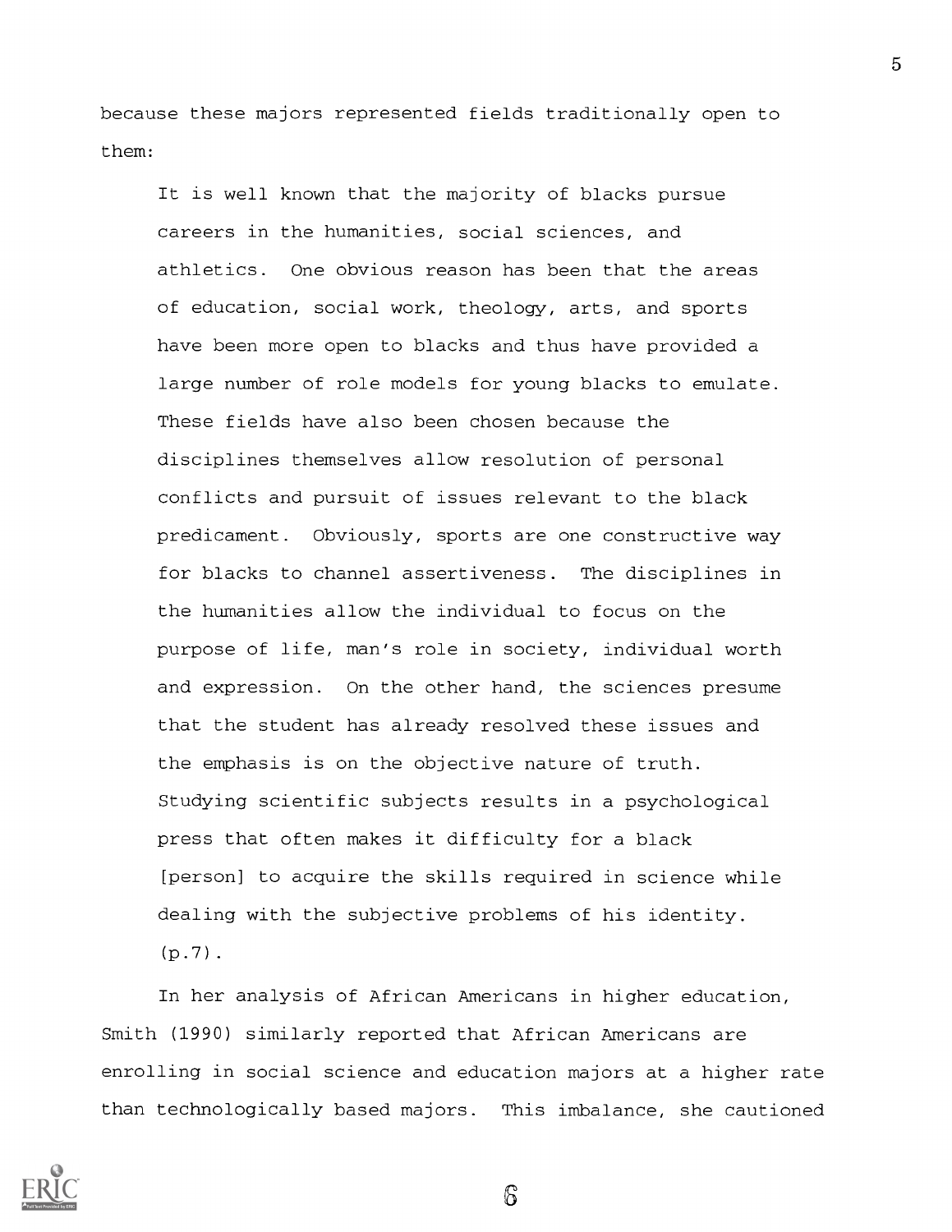because these majors represented fields traditionally open to them:

> It is well known that the majority of blacks pursue careers in the humanities, social sciences, and athletics. One obvious reason has been that the areas of education, social work, theology, arts, and sports have been more open to blacks and thus have provided a large number of role models for young blacks to emulate. These fields have also been chosen because the disciplines themselves allow resolution of personal conflicts and pursuit of issues relevant to the black predicament. Obviously, sports are one constructive way for blacks to channel assertiveness. The disciplines in the humanities allow the individual to focus on the purpose of life, man's role in society, individual worth and expression. On the other hand, the sciences presume that the student has already resolved these issues and the emphasis is on the objective nature of truth. Studying scientific subjects results in a psychological press that often makes it difficulty for a black [person] to acquire the skills required in science while dealing with the subjective problems of his identity. (p.7).

In her analysis of African Americans in higher education, Smith (1990) similarly reported that African Americans are enrolling in social science and education majors at a higher rate than technologically based majors. This imbalance, she cautioned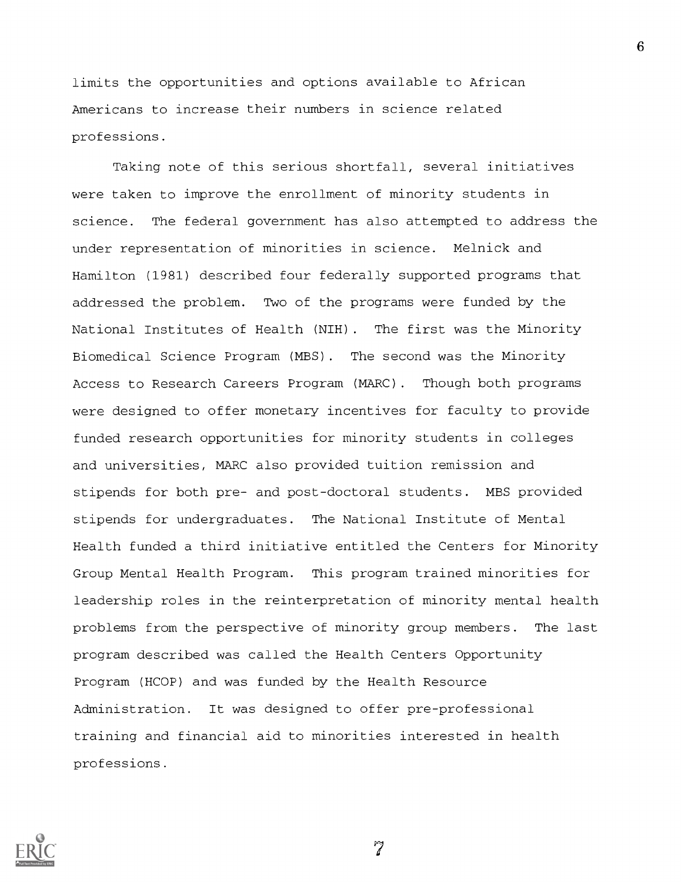limits the opportunities and options available to African Americans to increase their numbers in science related professions.

Taking note of this serious shortfall, several initiatives were taken to improve the enrollment of minority students in science. The federal government has also attempted to address the under representation of minorities in science. Melnick and Hamilton (1981) described four federally supported programs that addressed the problem. Two of the programs were funded by the National Institutes of Health (NIH). The first was the Minority Biomedical Science Program (MBS). The second was the Minority Access to Research Careers Program (MARC). Though both programs were designed to offer monetary incentives for faculty to provide funded research opportunities for minority students in colleges and universities, MARC also provided tuition remission and stipends for both pre- and post-doctoral students. MBS provided stipends for undergraduates. The National Institute of Mental Health funded a third initiative entitled the Centers for Minority Group Mental Health Program. This program trained minorities for leadership roles in the reinterpretation of minority mental health problems from the perspective of minority group members. The last program described was called the Health Centers Opportunity Program (HCOP) and was funded by the Health Resource Administration. It was designed to offer pre-professional training and financial aid to minorities interested in health professions.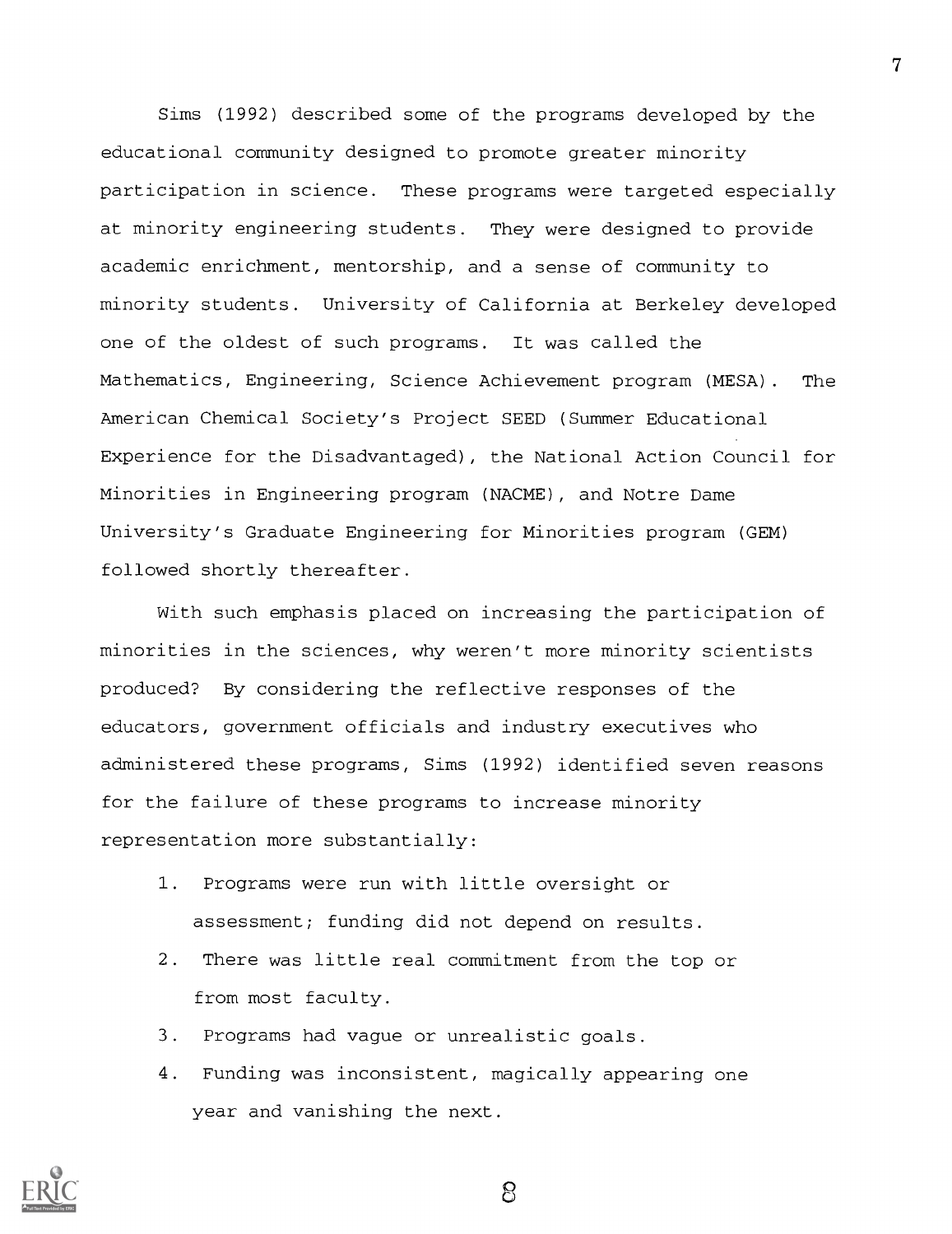Sims (1992) described some of the programs developed by the educational community designed to promote greater minority participation in science. These programs were targeted especially at minority engineering students. They were designed to provide academic enrichment, mentorship, and a sense of community to minority students. University of California at Berkeley developed one of the oldest of such programs. It was called the Mathematics, Engineering, Science Achievement program (MESA). The American Chemical Society's Project SEED (Summer Educational Experience for the Disadvantaged), the National Action Council for Minorities in Engineering program (NACME), and Notre Dame University's Graduate Engineering for Minorities program (GEM) followed shortly thereafter.

With such emphasis placed on increasing the participation of minorities in the sciences, why weren't more minority scientists produced? By considering the reflective responses of the educators, government officials and industry executives who administered these programs, Sims (1992) identified seven reasons for the failure of these programs to increase minority representation more substantially:

1. Programs were run with little oversight or assessment; funding did not depend on results.
2. There was little real commitment from the top or from most faculty.
3. Programs had vague or unrealistic goals.
4. Funding was inconsistent, magically appearing one year and vanishing the next.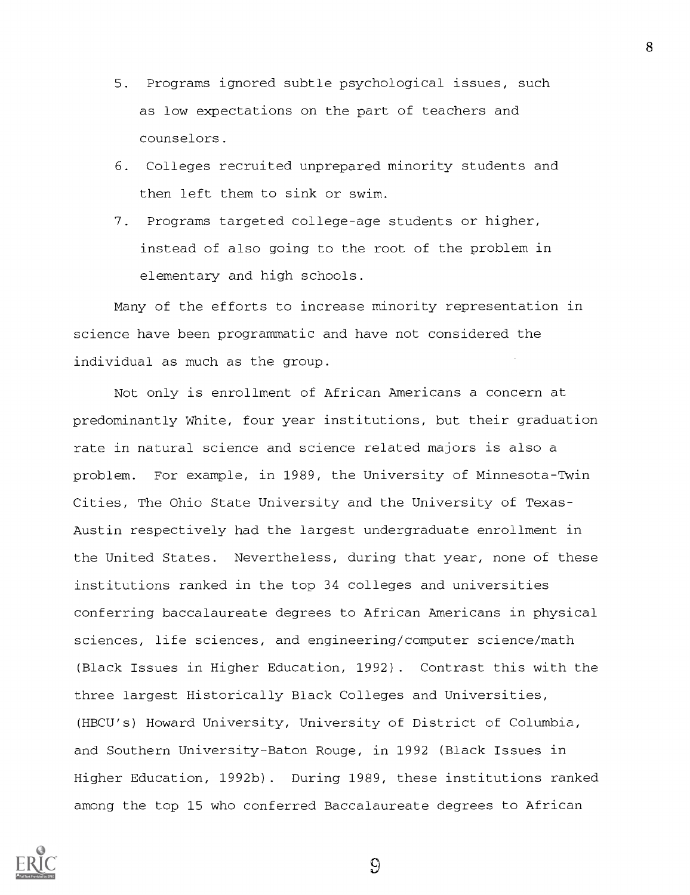5. Programs ignored subtle psychological issues, such as low expectations on the part of teachers and counselors.
6. Colleges recruited unprepared minority students and then left them to sink or swim.
7. Programs targeted college-age students or higher, instead of also going to the root of the problem in elementary and high schools.

Many of the efforts to increase minority representation in science have been programmatic and have not considered the individual as much as the group.

Not only is enrollment of African Americans a concern at predominantly White, four year institutions, but their graduation rate in natural science and science related majors is also a problem. For example, in 1989, the University of Minnesota-Twin Cities, The Ohio State University and the University of Texas-Austin respectively had the largest undergraduate enrollment in the United States. Nevertheless, during that year, none of these institutions ranked in the top 34 colleges and universities conferring baccalaureate degrees to African Americans in physical sciences, life sciences, and engineering/computer science/math (Black Issues in Higher Education, 1992). Contrast this with the three largest Historically Black Colleges and Universities, (HBCU's) Howard University, University of District of Columbia, and Southern University-Baton Rouge, in 1992 (Black Issues in Higher Education, 1992b). During 1989, these institutions ranked among the top 15 who conferred Baccalaureate degrees to African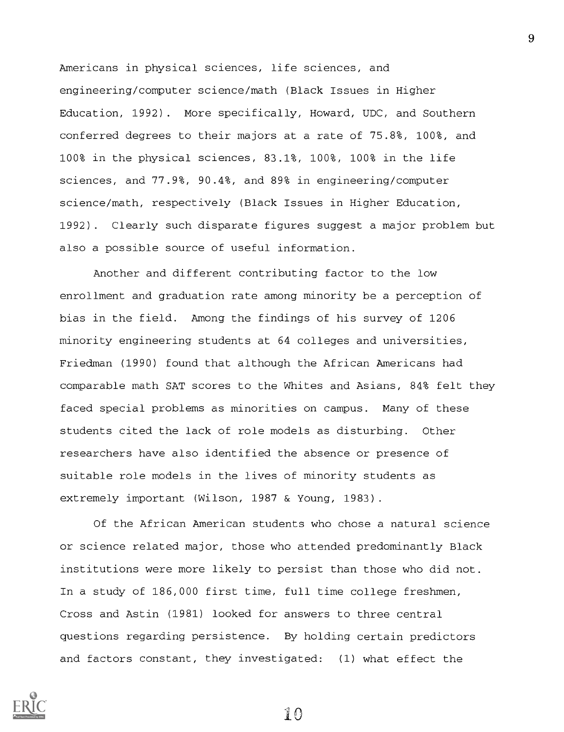Americans in physical sciences, life sciences, and engineering/computer science/math (Black Issues in Higher Education, 1992). More specifically, Howard, UDC, and Southern conferred degrees to their majors at a rate of 75.8%, 100%, and 100% in the physical sciences, 83.1%, 100%, 100% in the life sciences, and 77.9%, 90.4%, and 89% in engineering/computer science/math, respectively (Black Issues in Higher Education, 1992). Clearly such disparate figures suggest a major problem but also a possible source of useful information.

Another and different contributing factor to the low enrollment and graduation rate among minority be a perception of bias in the field. Among the findings of his survey of 1206 minority engineering students at 64 colleges and universities, Friedman (1990) found that although the African Americans had comparable math SAT scores to the Whites and Asians, 84% felt they faced special problems as minorities on campus. Many of these students cited the lack of role models as disturbing. Other researchers have also identified the absence or presence of suitable role models in the lives of minority students as extremely important (Wilson, 1987 & Young, 1983).

Of the African American students who chose a natural science or science related major, those who attended predominantly Black institutions were more likely to persist than those who did not. In a study of 186,000 first time, full time college freshmen, Cross and Astin (1981) looked for answers to three central questions regarding persistence. By holding certain predictors and factors constant, they investigated: (1) what effect the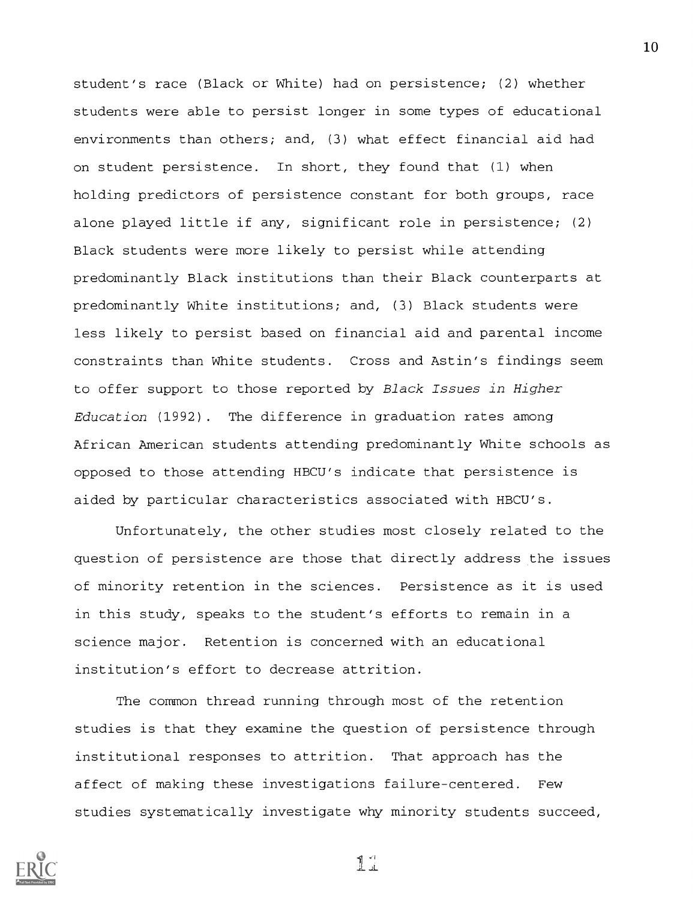student's race (Black or White) had on persistence; (2) whether students were able to persist longer in some types of educational environments than others; and, (3) what effect financial aid had on student persistence. In short, they found that (1) when holding predictors of persistence constant for both groups, race alone played little if any, significant role in persistence; (2) Black students were more likely to persist while attending predominantly Black institutions than their Black counterparts at predominantly White institutions; and, (3) Black students were less likely to persist based on financial aid and parental income constraints than White students. Cross and Astin's findings seem to offer support to those reported by *Black Issues in Higher Education* (1992). The difference in graduation rates among African American students attending predominantly White schools as opposed to those attending HBCU's indicate that persistence is aided by particular characteristics associated with HBCU's.

Unfortunately, the other studies most closely related to the question of persistence are those that directly address the issues of minority retention in the sciences. Persistence as it is used in this study, speaks to the student's efforts to remain in a science major. Retention is concerned with an educational institution's effort to decrease attrition.

The common thread running through most of the retention studies is that they examine the question of persistence through institutional responses to attrition. That approach has the affect of making these investigations failure-centered. Few studies systematically investigate why minority students succeed,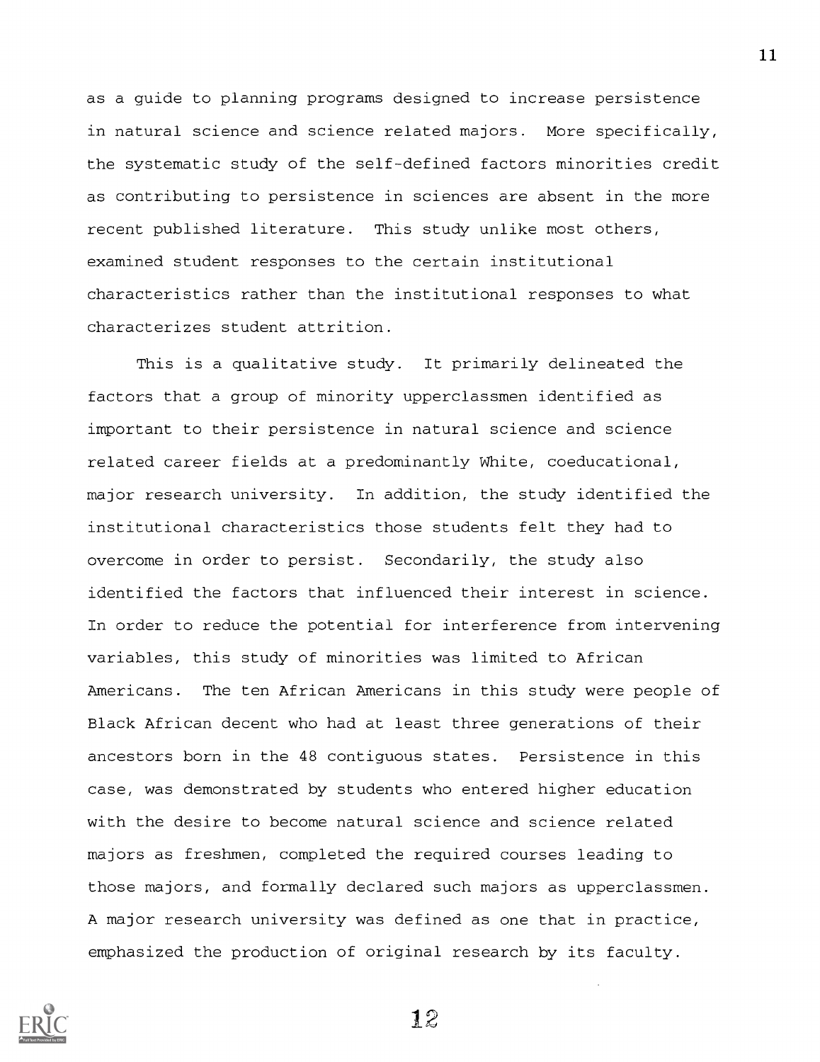as a guide to planning programs designed to increase persistence in natural science and science related majors. More specifically, the systematic study of the self-defined factors minorities credit as contributing to persistence in sciences are absent in the more recent published literature. This study unlike most others, examined student responses to the certain institutional characteristics rather than the institutional responses to what characterizes student attrition.

This is a qualitative study. It primarily delineated the factors that a group of minority upperclassmen identified as important to their persistence in natural science and science related career fields at a predominantly White, coeducational, major research university. In addition, the study identified the institutional characteristics those students felt they had to overcome in order to persist. Secondarily, the study also identified the factors that influenced their interest in science. In order to reduce the potential for interference from intervening variables, this study of minorities was limited to African Americans. The ten African Americans in this study were people of Black African decent who had at least three generations of their ancestors born in the 48 contiguous states. Persistence in this case, was demonstrated by students who entered higher education with the desire to become natural science and science related majors as freshmen, completed the required courses leading to those majors, and formally declared such majors as upperclassmen. A major research university was defined as one that in practice, emphasized the production of original research by its faculty.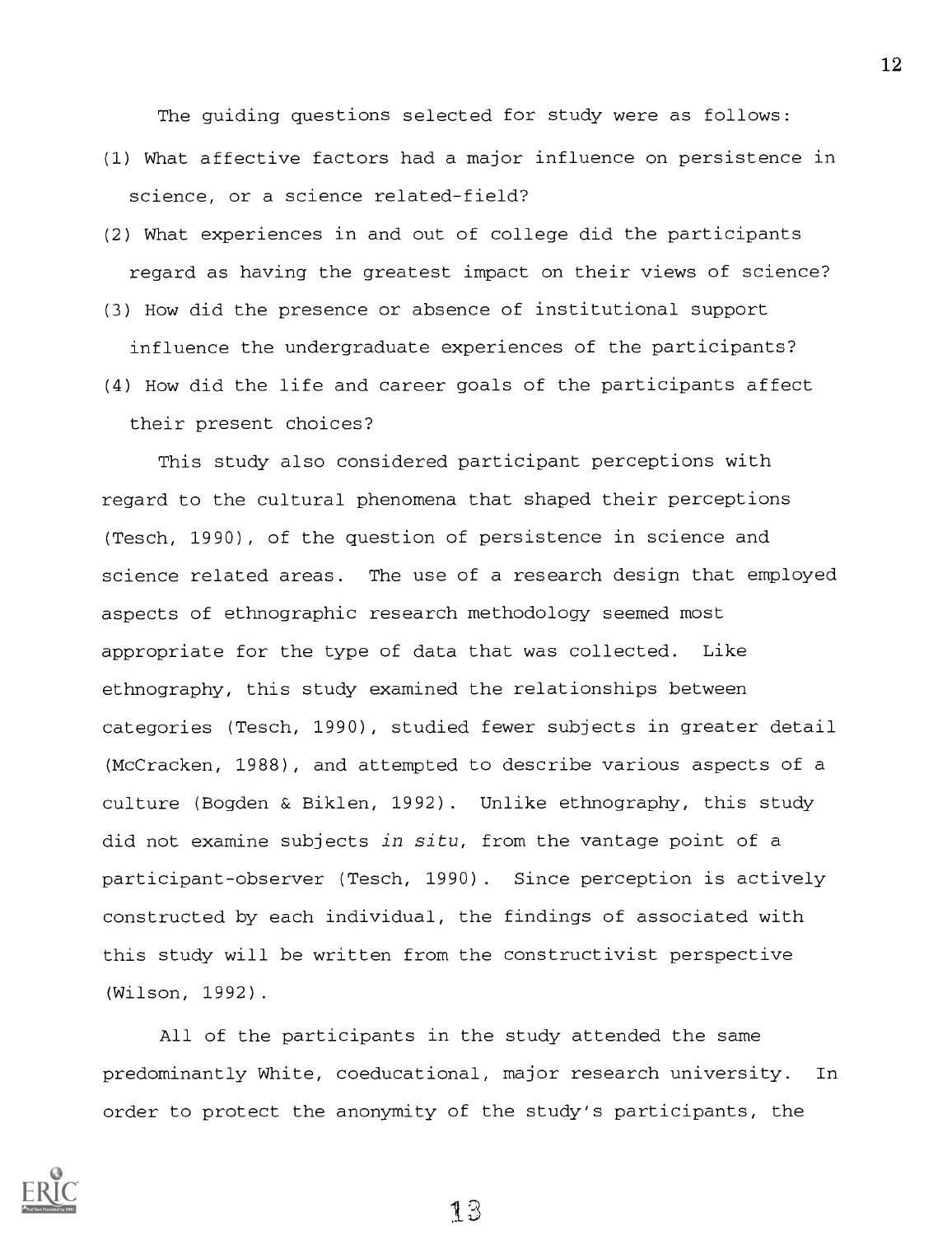The guiding questions selected for study were as follows:

(1) What affective factors had a major influence on persistence in science, or a science related-field?

(2) What experiences in and out of college did the participants regard as having the greatest impact on their views of science?

(3) How did the presence or absence of institutional support influence the undergraduate experiences of the participants?

(4) How did the life and career goals of the participants affect their present choices?

This study also considered participant perceptions with regard to the cultural phenomena that shaped their perceptions (Tesch, 1990), of the question of persistence in science and science related areas. The use of a research design that employed aspects of ethnographic research methodology seemed most appropriate for the type of data that was collected. Like ethnography, this study examined the relationships between categories (Tesch, 1990), studied fewer subjects in greater detail (McCracken, 1988), and attempted to describe various aspects of a culture (Bogden & Biklen, 1992). Unlike ethnography, this study did not examine subjects *in situ*, from the vantage point of a participant-observer (Tesch, 1990). Since perception is actively constructed by each individual, the findings of associated with this study will be written from the constructivist perspective (Wilson, 1992).

All of the participants in the study attended the same predominantly White, coeducational, major research university. In order to protect the anonymity of the study's participants, the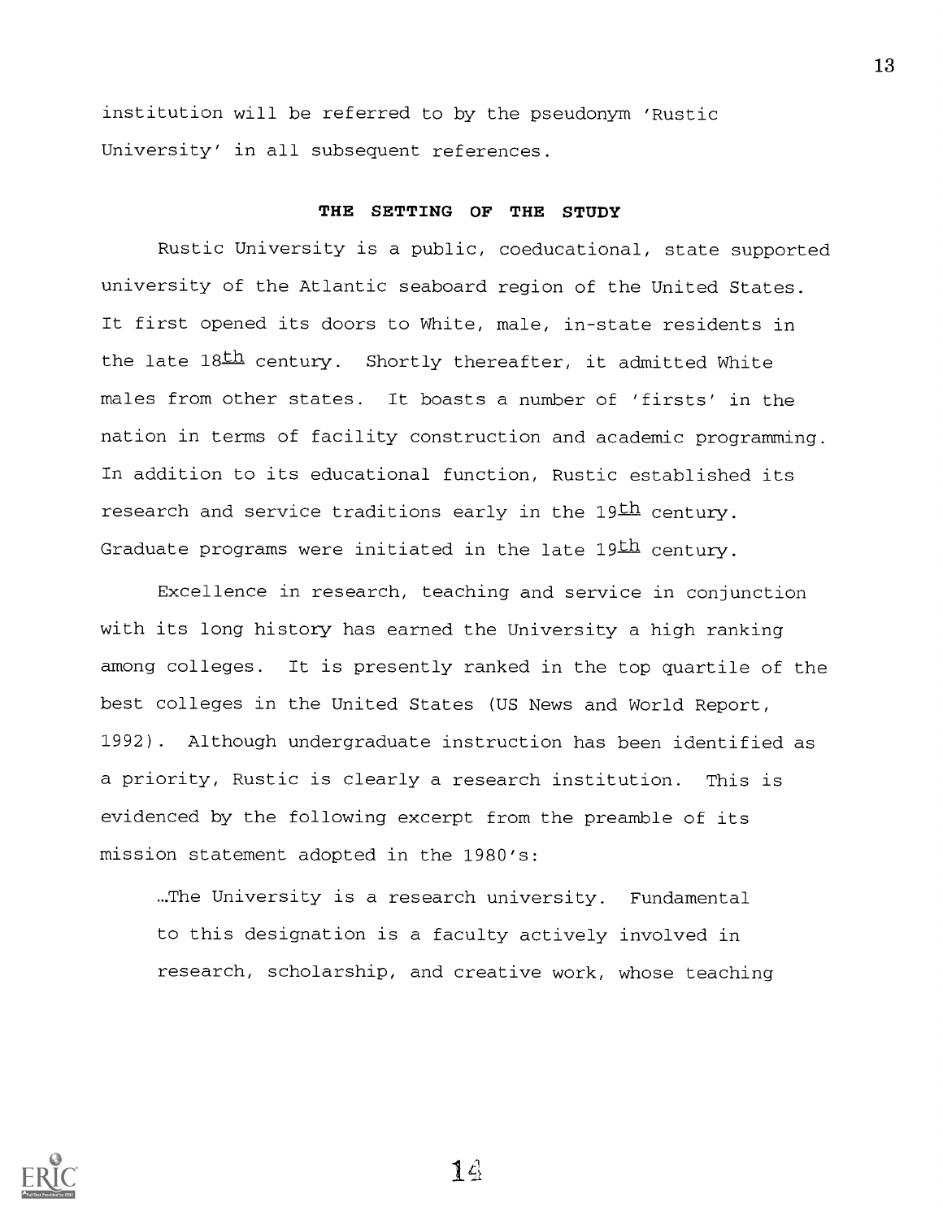institution will be referred to by the pseudonym 'Rustic University' in all subsequent references.

## THE SETTING OF THE STUDY

Rustic University is a public, coeducational, state supported university of the Atlantic seaboard region of the United States. It first opened its doors to White, male, in-state residents in the late 18th century. Shortly thereafter, it admitted White males from other states. It boasts a number of 'firsts' in the nation in terms of facility construction and academic programming. In addition to its educational function, Rustic established its research and service traditions early in the 19th century. Graduate programs were initiated in the late 19th century.

Excellence in research, teaching and service in conjunction with its long history has earned the University a high ranking among colleges. It is presently ranked in the top quartile of the best colleges in the United States (US News and World Report, 1992). Although undergraduate instruction has been identified as a priority, Rustic is clearly a research institution. This is evidenced by the following excerpt from the preamble of its mission statement adopted in the 1980's:

> …The University is a research university. Fundamental to this designation is a faculty actively involved in research, scholarship, and creative work, whose teaching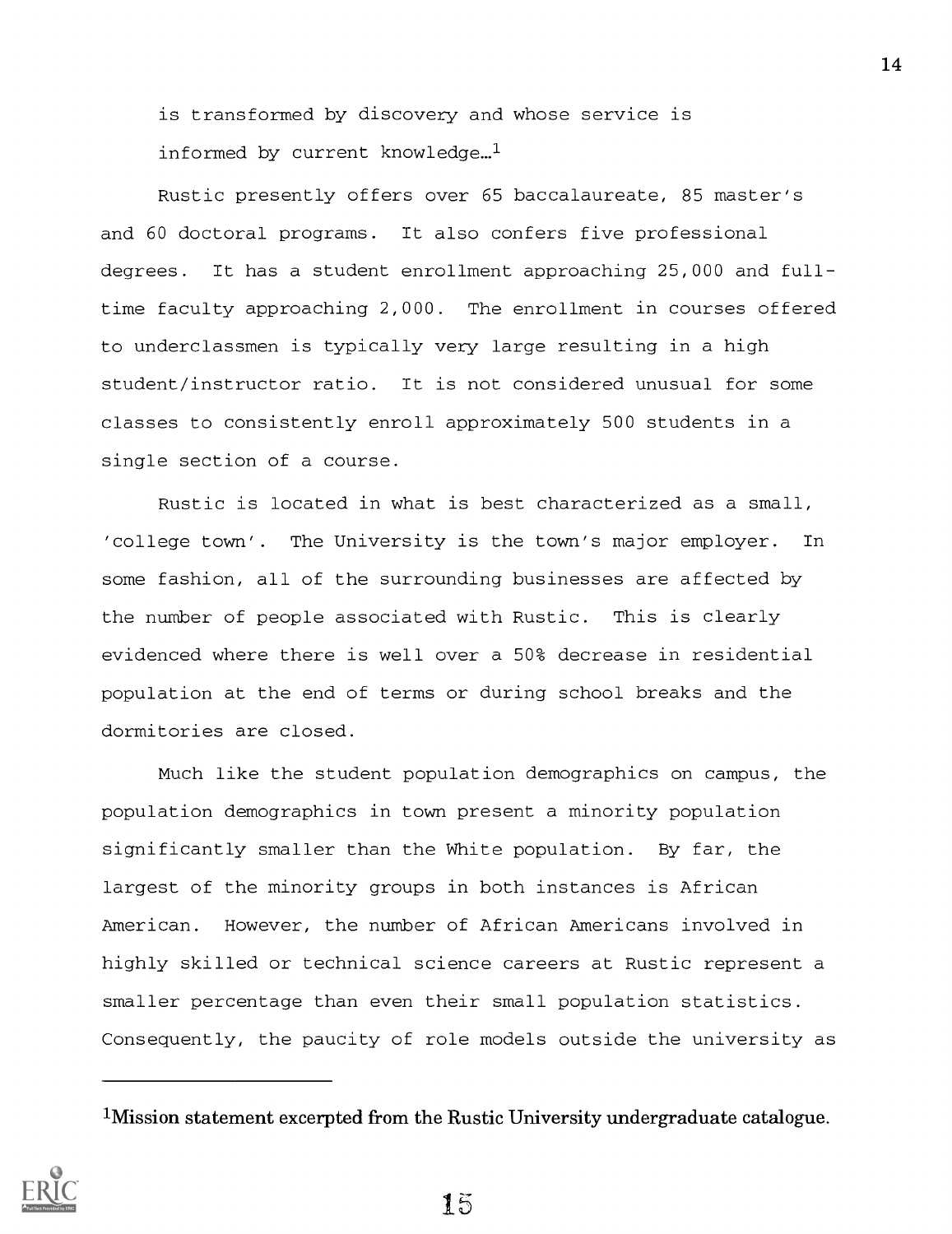is transformed by discovery and whose service is informed by current knowledge…[1]

Rustic presently offers over 65 baccalaureate, 85 master's and 60 doctoral programs. It also confers five professional degrees. It has a student enrollment approaching 25,000 and full-time faculty approaching 2,000. The enrollment in courses offered to underclassmen is typically very large resulting in a high student/instructor ratio. It is not considered unusual for some classes to consistently enroll approximately 500 students in a single section of a course.

Rustic is located in what is best characterized as a small, 'college town'. The University is the town's major employer. In some fashion, all of the surrounding businesses are affected by the number of people associated with Rustic. This is clearly evidenced where there is well over a 50% decrease in residential population at the end of terms or during school breaks and the dormitories are closed.

Much like the student population demographics on campus, the population demographics in town present a minority population significantly smaller than the White population. By far, the largest of the minority groups in both instances is African American. However, the number of African Americans involved in highly skilled or technical science careers at Rustic represent a smaller percentage than even their small population statistics. Consequently, the paucity of role models outside the university as

---

[1] **Mission statement excerpted from the Rustic University undergraduate catalogue.**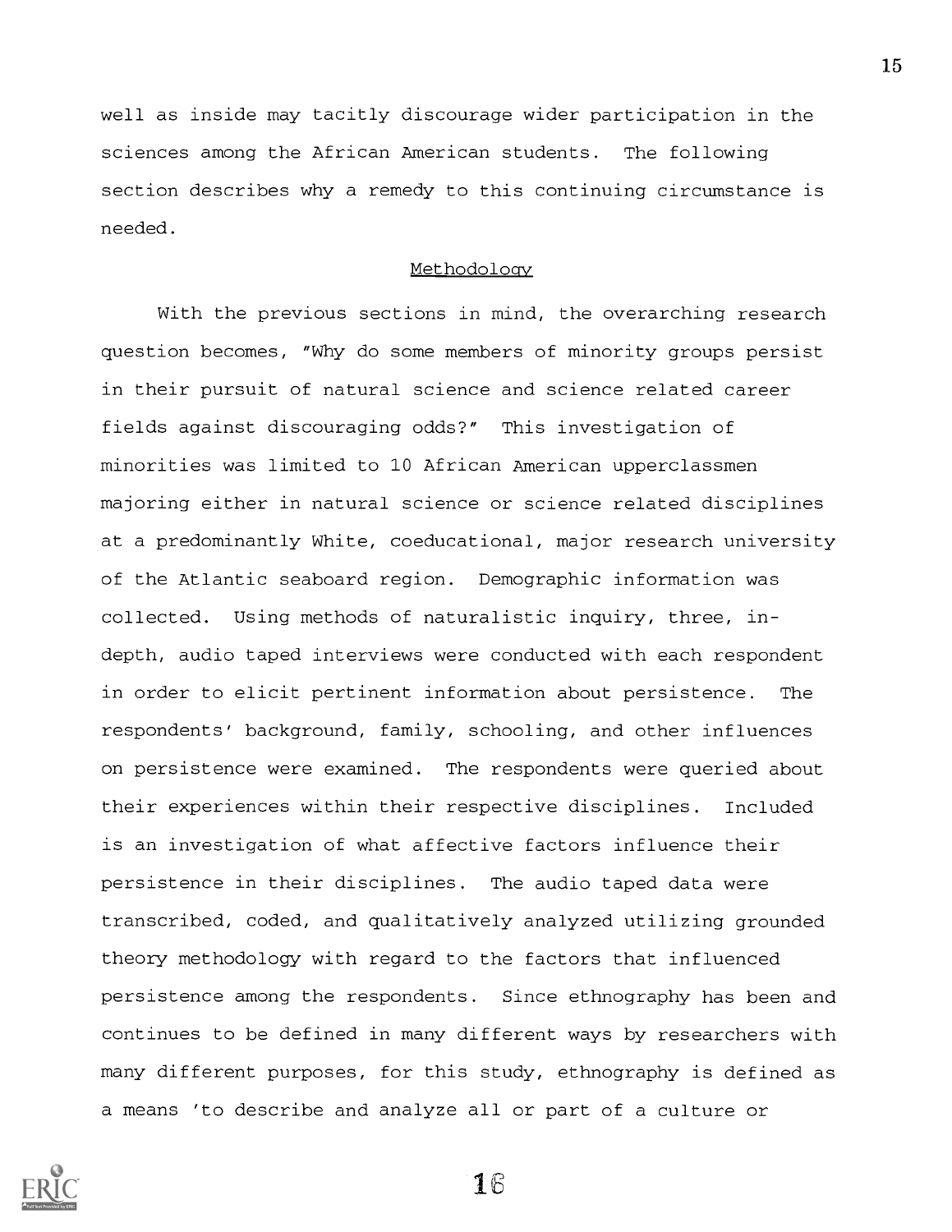well as inside may tacitly discourage wider participation in the sciences among the African American students. The following section describes why a remedy to this continuing circumstance is needed.

## Methodology

With the previous sections in mind, the overarching research question becomes, "Why do some members of minority groups persist in their pursuit of natural science and science related career fields against discouraging odds?" This investigation of minorities was limited to 10 African American upperclassmen majoring either in natural science or science related disciplines at a predominantly White, coeducational, major research university of the Atlantic seaboard region. Demographic information was collected. Using methods of naturalistic inquiry, three, in-depth, audio taped interviews were conducted with each respondent in order to elicit pertinent information about persistence. The respondents' background, family, schooling, and other influences on persistence were examined. The respondents were queried about their experiences within their respective disciplines. Included is an investigation of what affective factors influence their persistence in their disciplines. The audio taped data were transcribed, coded, and qualitatively analyzed utilizing grounded theory methodology with regard to the factors that influenced persistence among the respondents. Since ethnography has been and continues to be defined in many different ways by researchers with many different purposes, for this study, ethnography is defined as a means 'to describe and analyze all or part of a culture or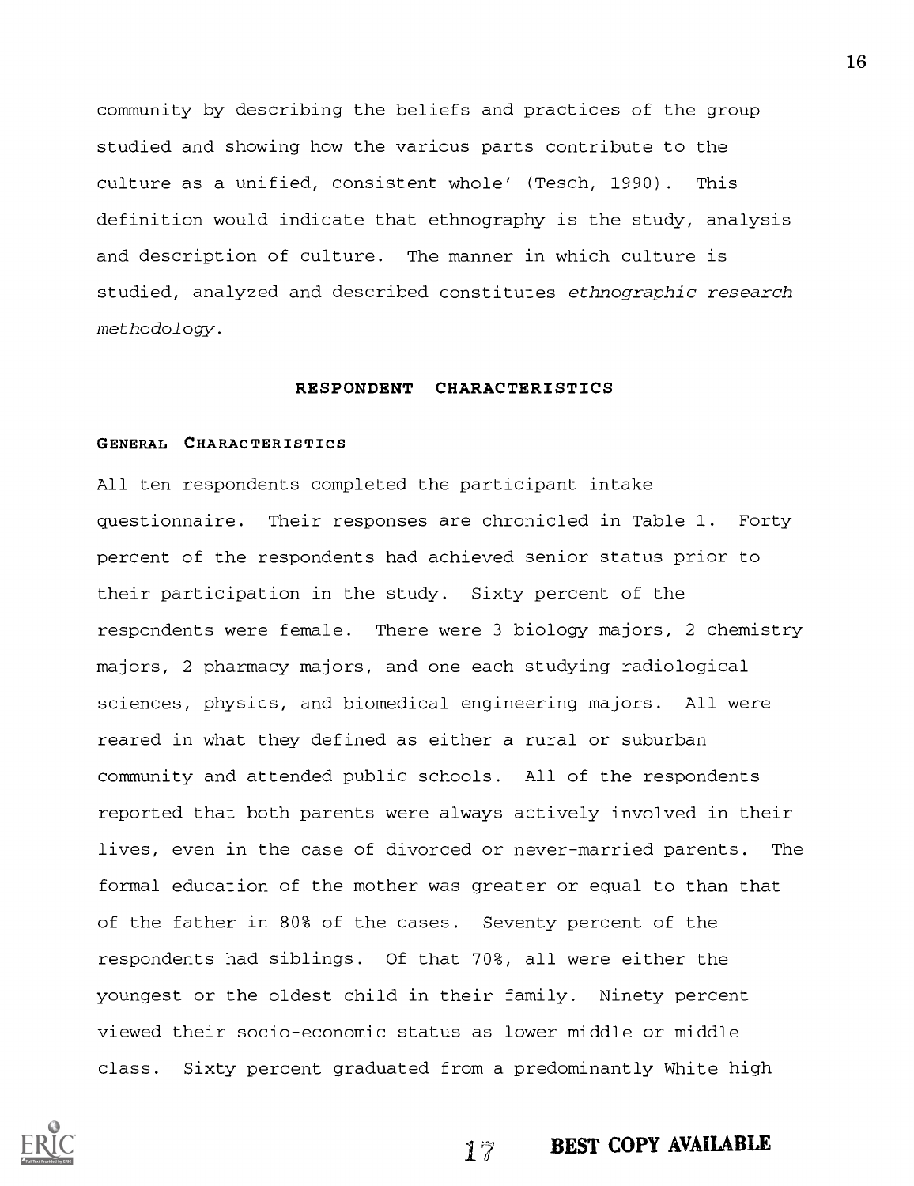community by describing the beliefs and practices of the group studied and showing how the various parts contribute to the culture as a unified, consistent whole' (Tesch, 1990). This definition would indicate that ethnography is the study, analysis and description of culture. The manner in which culture is studied, analyzed and described constitutes *ethnographic research methodology*.

## RESPONDENT CHARACTERISTICS

### GENERAL CHARACTERISTICS

All ten respondents completed the participant intake questionnaire. Their responses are chronicled in Table 1. Forty percent of the respondents had achieved senior status prior to their participation in the study. Sixty percent of the respondents were female. There were 3 biology majors, 2 chemistry majors, 2 pharmacy majors, and one each studying radiological sciences, physics, and biomedical engineering majors. All were reared in what they defined as either a rural or suburban community and attended public schools. All of the respondents reported that both parents were always actively involved in their lives, even in the case of divorced or never-married parents. The formal education of the mother was greater or equal to than that of the father in 80% of the cases. Seventy percent of the respondents had siblings. Of that 70%, all were either the youngest or the oldest child in their family. Ninety percent viewed their socio-economic status as lower middle or middle class. Sixty percent graduated from a predominantly White high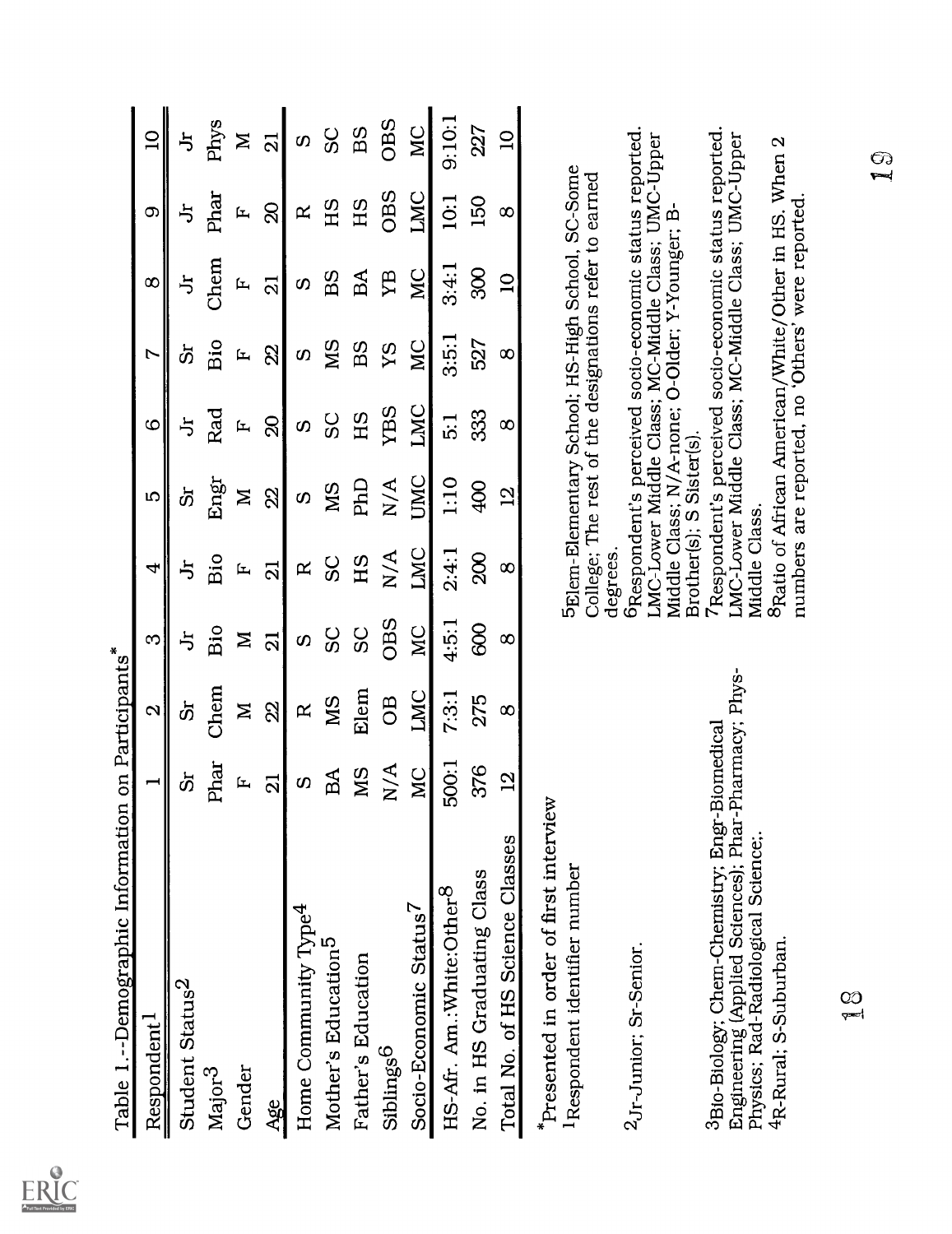Table 1.--Demographic Information on Participants*

| Respondent[1] | 1 | 2 | 3 | 4 | 5 | 6 | 7 | 8 | 9 | 10 |
|---|---|---|---|---|---|---|---|---|---|---|
| Student Status[2] | Sr | Sr | Jr | Jr | Sr | Jr | Sr | Jr | Jr | Jr |
| Major[3] | Phar | Chem | Bio | Bio | Engr | Rad | Bio | Chem | Phar | Phys |
| Gender | F | M | M | F | M | F | F | F | F | M |
| Age | 21 | 22 | 21 | 21 | 22 | 20 | 22 | 21 | 20 | 21 |
| Home Community Type[4] | S | R | S | R | S | S | S | S | R | S |
| Mother's Education[5] | BA | MS | SC | SC | MS | SC | MS | BS | HS | SC |
| Father's Education | MS | Elem | SC | HS | PhD | HS | BS | BA | HS | BS |
| Siblings[6] | N/A | OB | OBS | N/A | N/A | YBS | YS | YB | OBS | OBS |
| Socio-Economic Status[7] | MC | LMC | MC | LMC | UMC | LMC | MC | MC | LMC | MC |
| HS-Afr. Am.:White:Other[8] | 500:1 | 7:3:1 | 4:5:1 | 2:4:1 | 1:10 | 5:1 | 3:5:1 | 3:4:1 | 10:1 | 9:10:1 |
| No. in HS Graduating Class | 376 | 275 | 600 | 200 | 400 | 333 | 527 | 300 | 150 | 227 |
| Total No. of HS Science Classes | 12 | 8 | 8 | 8 | 12 | 8 | 8 | 10 | 8 | 10 |

*Presented in order of first interview

[1]Respondent identifier number

[2]Jr-Junior; Sr-Senior.

[3]Bio-Biology; Chem-Chemistry; Engr-Biomedical Engineering (Applied Sciences); Phar-Pharmacy; Phys-Physics; Rad-Radiological Science;.

[4]R-Rural; S-Suburban.

[5]Elem-Elementary School; HS-High School, SC-Some College; The rest of the designations refer to earned degrees.

[6]Respondent's perceived socio-economic status reported. LMC-Lower Middle Class; MC-Middle Class; UMC-Upper Middle Class; N/A-none; O-Older; Y-Younger; B-Brother(s); S Sister(s).

[7]Respondent's perceived socio-economic status reported. LMC-Lower Middle Class; MC-Middle Class; UMC-Upper Middle Class.

[8]Ratio of African American/White/Other in HS. When 2 numbers are reported, no 'Others' were reported.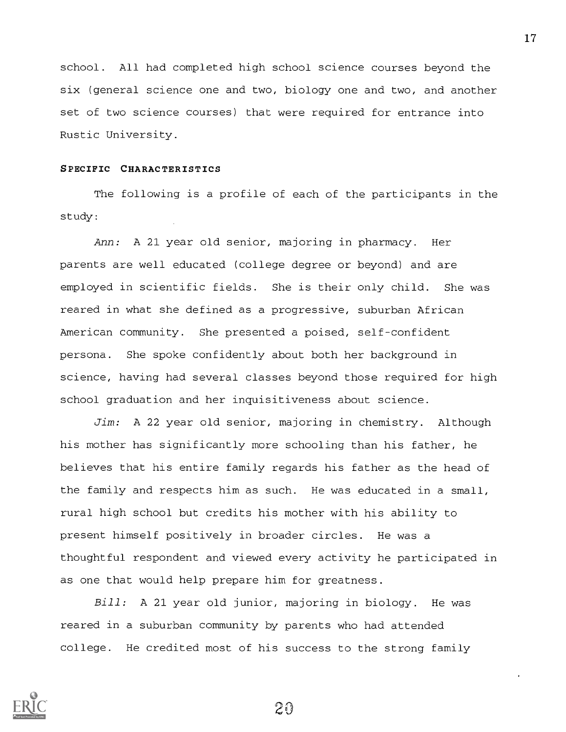school. All had completed high school science courses beyond the six (general science one and two, biology one and two, and another set of two science courses) that were required for entrance into Rustic University.

### Specific Characteristics

The following is a profile of each of the participants in the study:

*Ann:* A 21 year old senior, majoring in pharmacy. Her parents are well educated (college degree or beyond) and are employed in scientific fields. She is their only child. She was reared in what she defined as a progressive, suburban African American community. She presented a poised, self-confident persona. She spoke confidently about both her background in science, having had several classes beyond those required for high school graduation and her inquisitiveness about science.

*Jim:* A 22 year old senior, majoring in chemistry. Although his mother has significantly more schooling than his father, he believes that his entire family regards his father as the head of the family and respects him as such. He was educated in a small, rural high school but credits his mother with his ability to present himself positively in broader circles. He was a thoughtful respondent and viewed every activity he participated in as one that would help prepare him for greatness.

*Bill:* A 21 year old junior, majoring in biology. He was reared in a suburban community by parents who had attended college. He credited most of his success to the strong family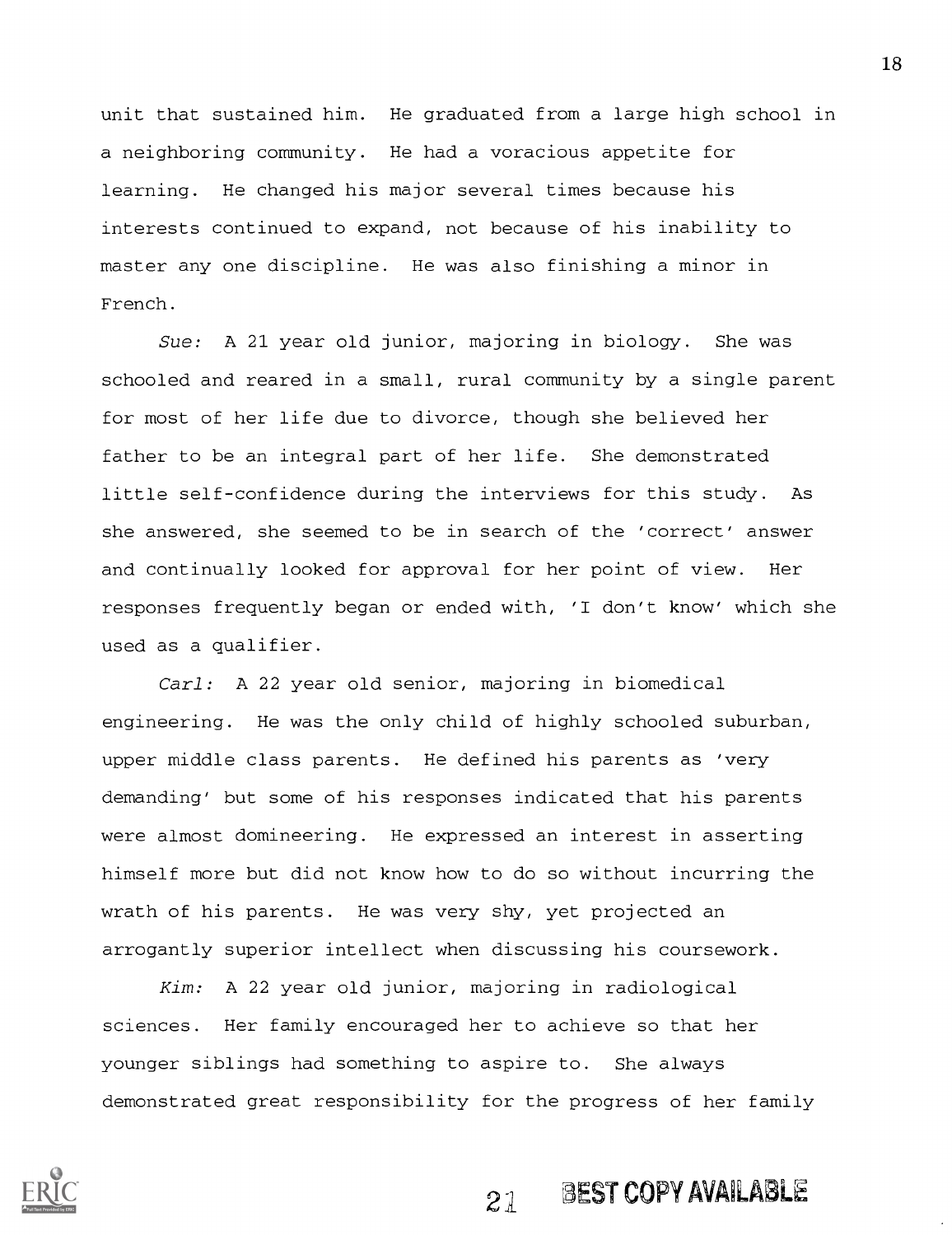unit that sustained him. He graduated from a large high school in a neighboring community. He had a voracious appetite for learning. He changed his major several times because his interests continued to expand, not because of his inability to master any one discipline. He was also finishing a minor in French.

*Sue:* A 21 year old junior, majoring in biology. She was schooled and reared in a small, rural community by a single parent for most of her life due to divorce, though she believed her father to be an integral part of her life. She demonstrated little self-confidence during the interviews for this study. As she answered, she seemed to be in search of the 'correct' answer and continually looked for approval for her point of view. Her responses frequently began or ended with, 'I don't know' which she used as a qualifier.

*Carl:* A 22 year old senior, majoring in biomedical engineering. He was the only child of highly schooled suburban, upper middle class parents. He defined his parents as 'very demanding' but some of his responses indicated that his parents were almost domineering. He expressed an interest in asserting himself more but did not know how to do so without incurring the wrath of his parents. He was very shy, yet projected an arrogantly superior intellect when discussing his coursework.

*Kim:* A 22 year old junior, majoring in radiological sciences. Her family encouraged her to achieve so that her younger siblings had something to aspire to. She always demonstrated great responsibility for the progress of her family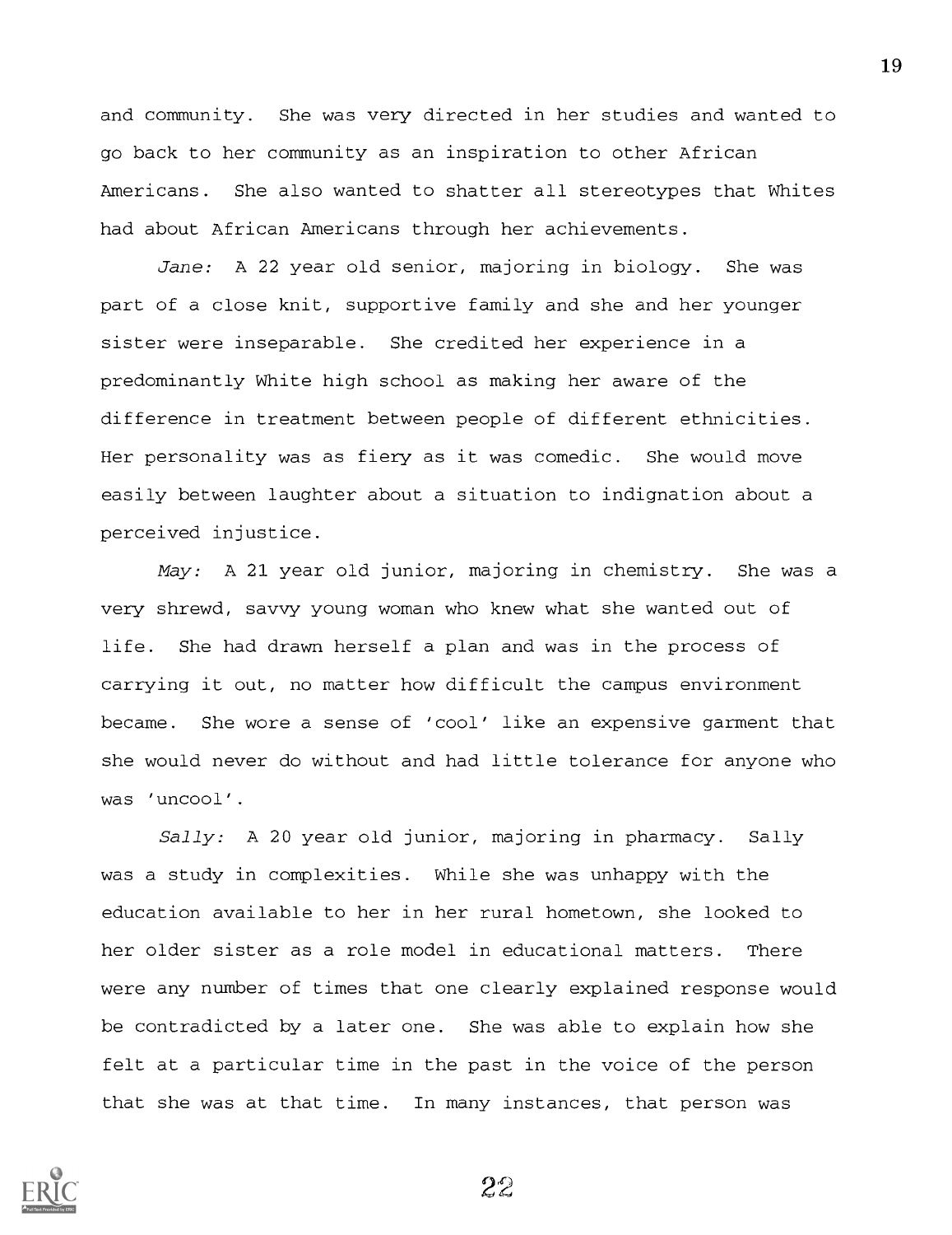and community. She was very directed in her studies and wanted to go back to her community as an inspiration to other African Americans. She also wanted to shatter all stereotypes that Whites had about African Americans through her achievements.

*Jane:* A 22 year old senior, majoring in biology. She was part of a close knit, supportive family and she and her younger sister were inseparable. She credited her experience in a predominantly White high school as making her aware of the difference in treatment between people of different ethnicities. Her personality was as fiery as it was comedic. She would move easily between laughter about a situation to indignation about a perceived injustice.

*May:* A 21 year old junior, majoring in chemistry. She was a very shrewd, savvy young woman who knew what she wanted out of life. She had drawn herself a plan and was in the process of carrying it out, no matter how difficult the campus environment became. She wore a sense of 'cool' like an expensive garment that she would never do without and had little tolerance for anyone who was 'uncool'.

*Sally:* A 20 year old junior, majoring in pharmacy. Sally was a study in complexities. While she was unhappy with the education available to her in her rural hometown, she looked to her older sister as a role model in educational matters. There were any number of times that one clearly explained response would be contradicted by a later one. She was able to explain how she felt at a particular time in the past in the voice of the person that she was at that time. In many instances, that person was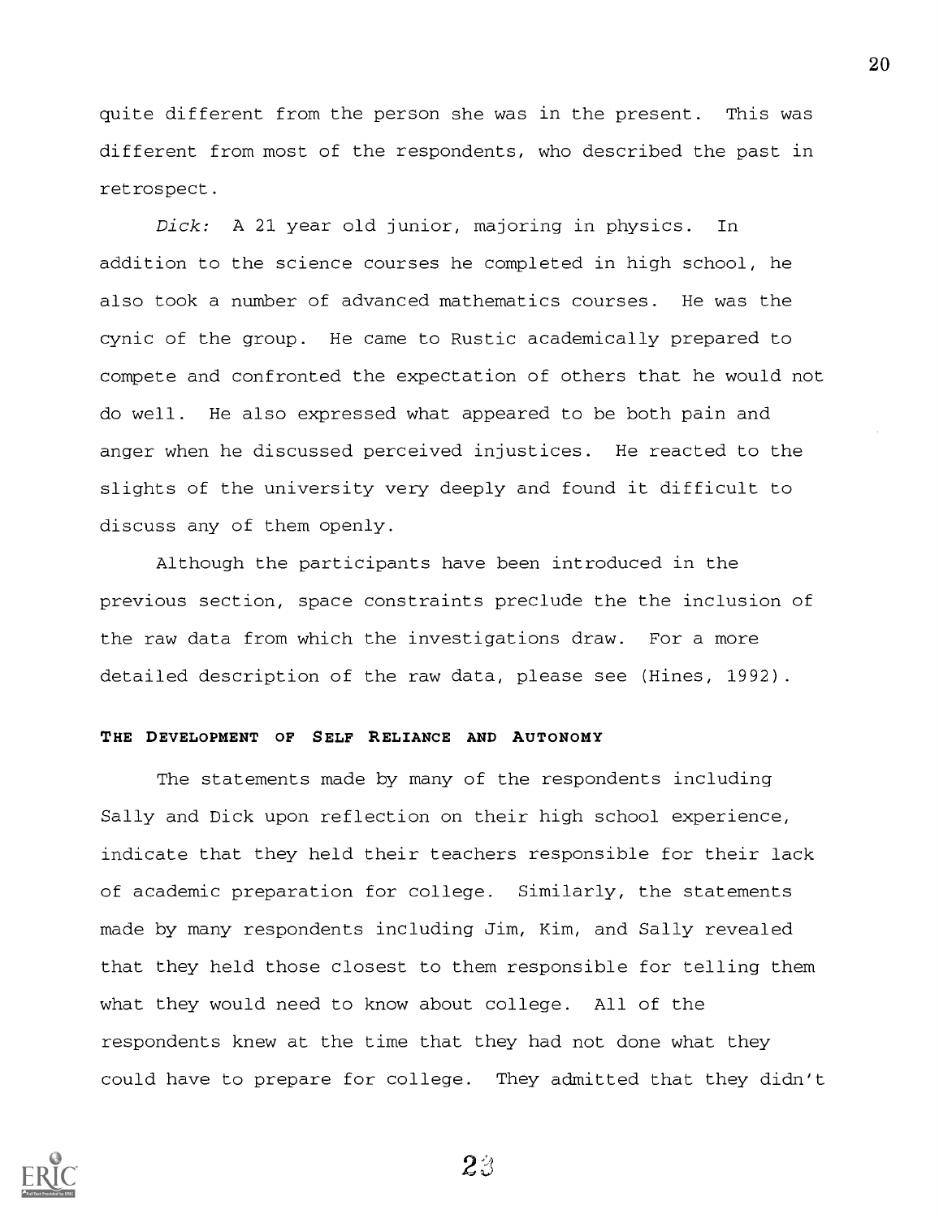quite different from the person she was in the present. This was different from most of the respondents, who described the past in retrospect.

*Dick:* A 21 year old junior, majoring in physics. In addition to the science courses he completed in high school, he also took a number of advanced mathematics courses. He was the cynic of the group. He came to Rustic academically prepared to compete and confronted the expectation of others that he would not do well. He also expressed what appeared to be both pain and anger when he discussed perceived injustices. He reacted to the slights of the university very deeply and found it difficult to discuss any of them openly.

Although the participants have been introduced in the previous section, space constraints preclude the the inclusion of the raw data from which the investigations draw. For a more detailed description of the raw data, please see (Hines, 1992).

### THE DEVELOPMENT OF SELF RELIANCE AND AUTONOMY

The statements made by many of the respondents including Sally and Dick upon reflection on their high school experience, indicate that they held their teachers responsible for their lack of academic preparation for college. Similarly, the statements made by many respondents including Jim, Kim, and Sally revealed that they held those closest to them responsible for telling them what they would need to know about college. All of the respondents knew at the time that they had not done what they could have to prepare for college. They admitted that they didn't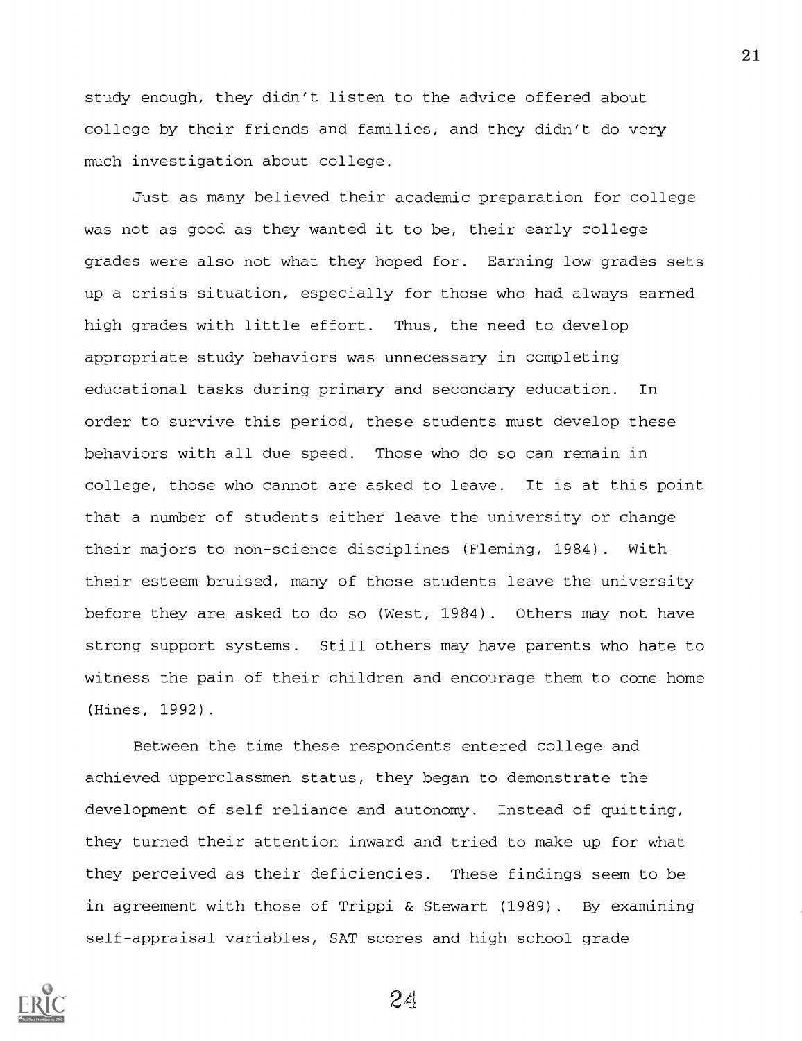study enough, they didn't listen to the advice offered about college by their friends and families, and they didn't do very much investigation about college.

Just as many believed their academic preparation for college was not as good as they wanted it to be, their early college grades were also not what they hoped for. Earning low grades sets up a crisis situation, especially for those who had always earned high grades with little effort. Thus, the need to develop appropriate study behaviors was unnecessary in completing educational tasks during primary and secondary education. In order to survive this period, these students must develop these behaviors with all due speed. Those who do so can remain in college, those who cannot are asked to leave. It is at this point that a number of students either leave the university or change their majors to non-science disciplines (Fleming, 1984). With their esteem bruised, many of those students leave the university before they are asked to do so (West, 1984). Others may not have strong support systems. Still others may have parents who hate to witness the pain of their children and encourage them to come home (Hines, 1992).

Between the time these respondents entered college and achieved upperclassmen status, they began to demonstrate the development of self reliance and autonomy. Instead of quitting, they turned their attention inward and tried to make up for what they perceived as their deficiencies. These findings seem to be in agreement with those of Trippi & Stewart (1989). By examining self-appraisal variables, SAT scores and high school grade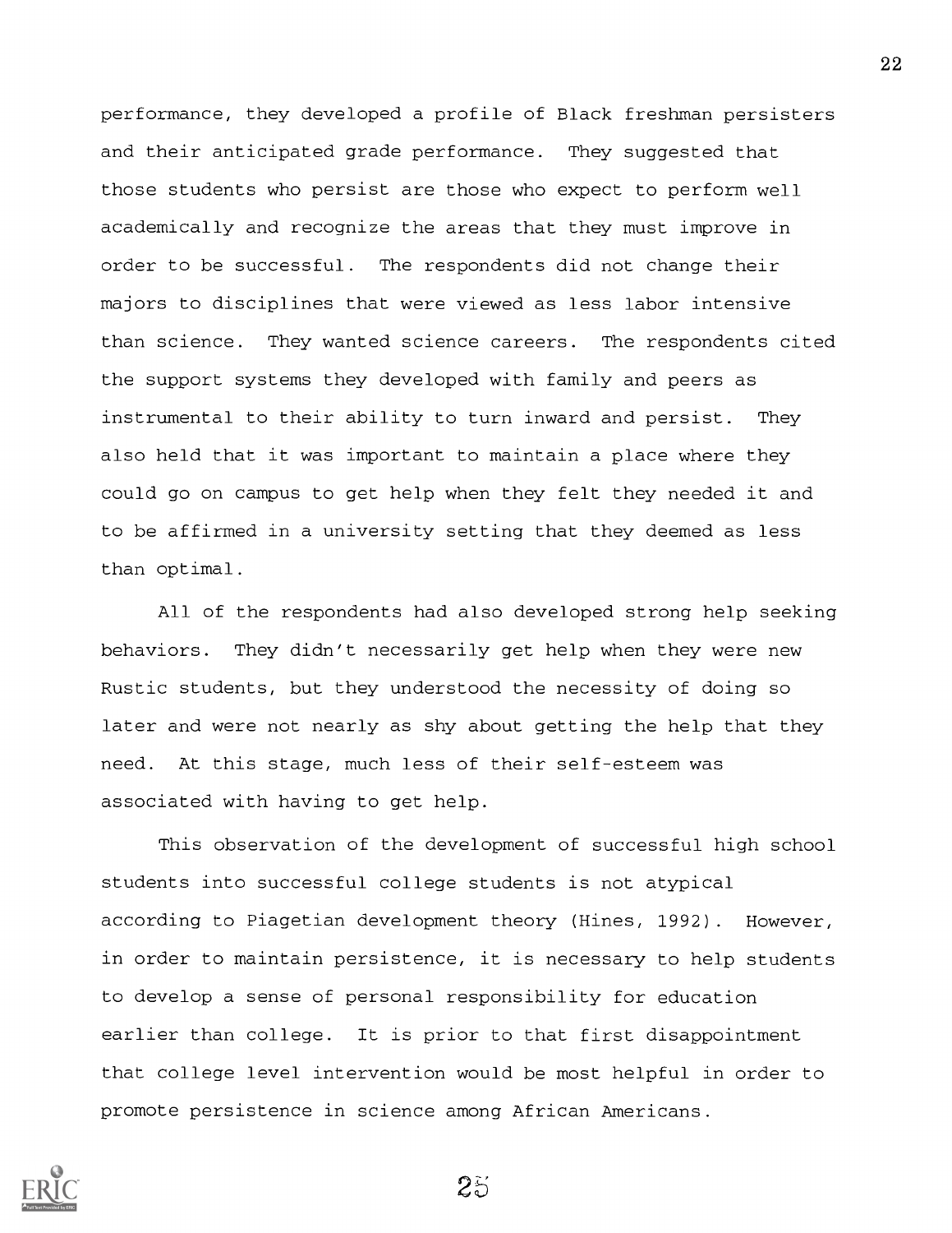performance, they developed a profile of Black freshman persisters and their anticipated grade performance. They suggested that those students who persist are those who expect to perform well academically and recognize the areas that they must improve in order to be successful. The respondents did not change their majors to disciplines that were viewed as less labor intensive than science. They wanted science careers. The respondents cited the support systems they developed with family and peers as instrumental to their ability to turn inward and persist. They also held that it was important to maintain a place where they could go on campus to get help when they felt they needed it and to be affirmed in a university setting that they deemed as less than optimal.

All of the respondents had also developed strong help seeking behaviors. They didn't necessarily get help when they were new Rustic students, but they understood the necessity of doing so later and were not nearly as shy about getting the help that they need. At this stage, much less of their self-esteem was associated with having to get help.

This observation of the development of successful high school students into successful college students is not atypical according to Piagetian development theory (Hines, 1992). However, in order to maintain persistence, it is necessary to help students to develop a sense of personal responsibility for education earlier than college. It is prior to that first disappointment that college level intervention would be most helpful in order to promote persistence in science among African Americans.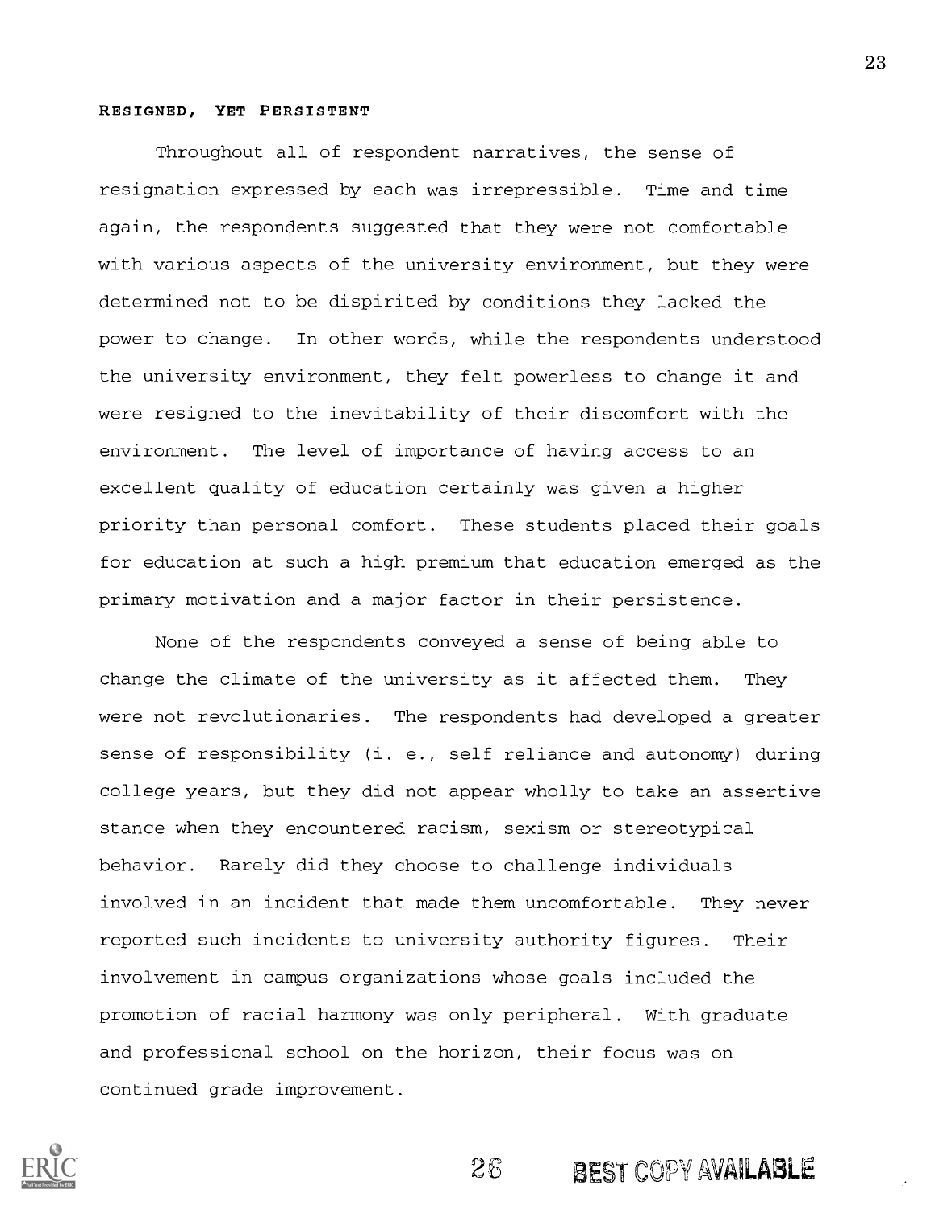### Resigned, Yet Persistent

Throughout all of respondent narratives, the sense of resignation expressed by each was irrepressible. Time and time again, the respondents suggested that they were not comfortable with various aspects of the university environment, but they were determined not to be dispirited by conditions they lacked the power to change. In other words, while the respondents understood the university environment, they felt powerless to change it and were resigned to the inevitability of their discomfort with the environment. The level of importance of having access to an excellent quality of education certainly was given a higher priority than personal comfort. These students placed their goals for education at such a high premium that education emerged as the primary motivation and a major factor in their persistence.

None of the respondents conveyed a sense of being able to change the climate of the university as it affected them. They were not revolutionaries. The respondents had developed a greater sense of responsibility (i. e., self reliance and autonomy) during college years, but they did not appear wholly to take an assertive stance when they encountered racism, sexism or stereotypical behavior. Rarely did they choose to challenge individuals involved in an incident that made them uncomfortable. They never reported such incidents to university authority figures. Their involvement in campus organizations whose goals included the promotion of racial harmony was only peripheral. With graduate and professional school on the horizon, their focus was on continued grade improvement.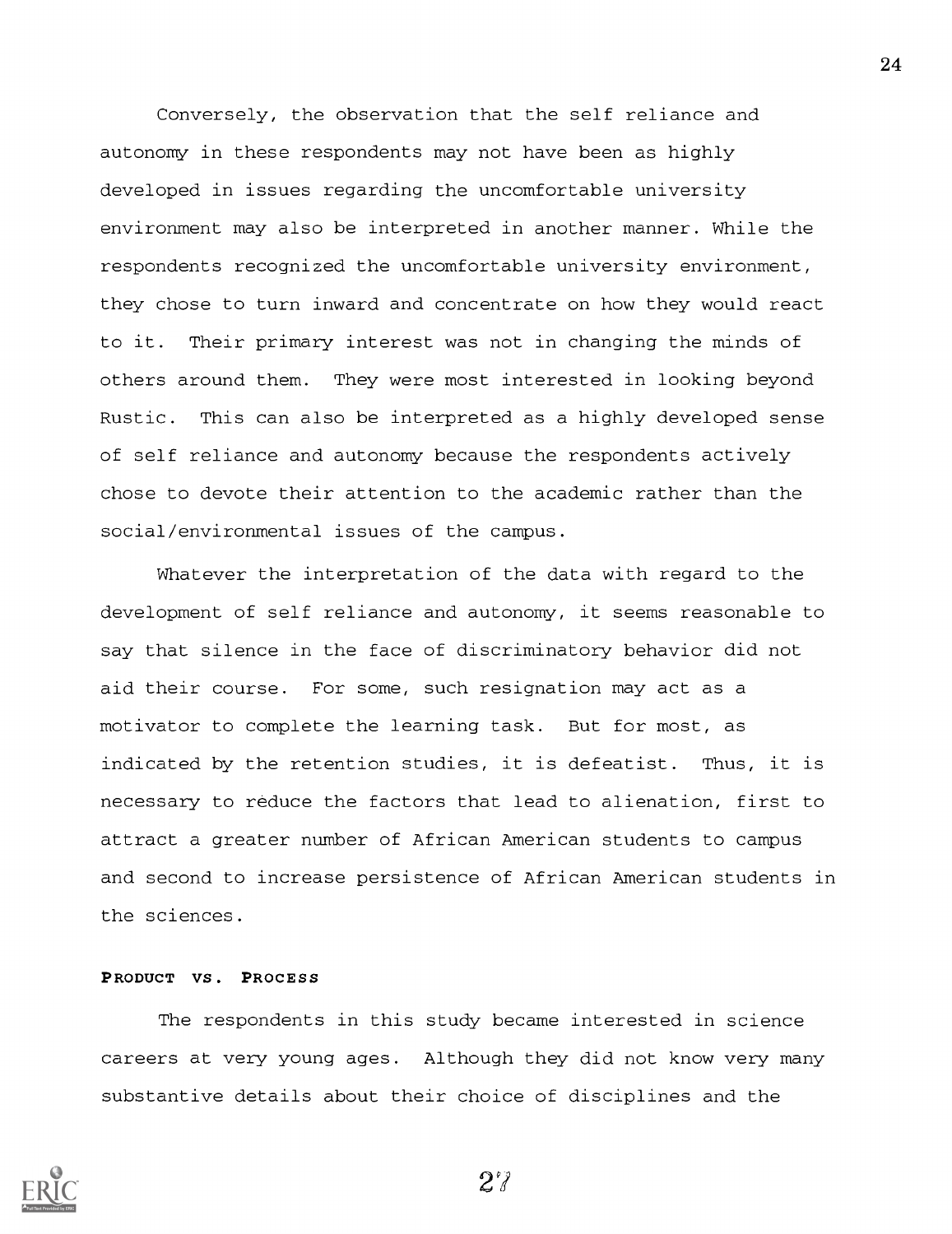Conversely, the observation that the self reliance and autonomy in these respondents may not have been as highly developed in issues regarding the uncomfortable university environment may also be interpreted in another manner. While the respondents recognized the uncomfortable university environment, they chose to turn inward and concentrate on how they would react to it. Their primary interest was not in changing the minds of others around them. They were most interested in looking beyond Rustic. This can also be interpreted as a highly developed sense of self reliance and autonomy because the respondents actively chose to devote their attention to the academic rather than the social/environmental issues of the campus.

Whatever the interpretation of the data with regard to the development of self reliance and autonomy, it seems reasonable to say that silence in the face of discriminatory behavior did not aid their course. For some, such resignation may act as a motivator to complete the learning task. But for most, as indicated by the retention studies, it is defeatist. Thus, it is necessary to reduce the factors that lead to alienation, first to attract a greater number of African American students to campus and second to increase persistence of African American students in the sciences.

### PRODUCT VS. PROCESS

The respondents in this study became interested in science careers at very young ages. Although they did not know very many substantive details about their choice of disciplines and the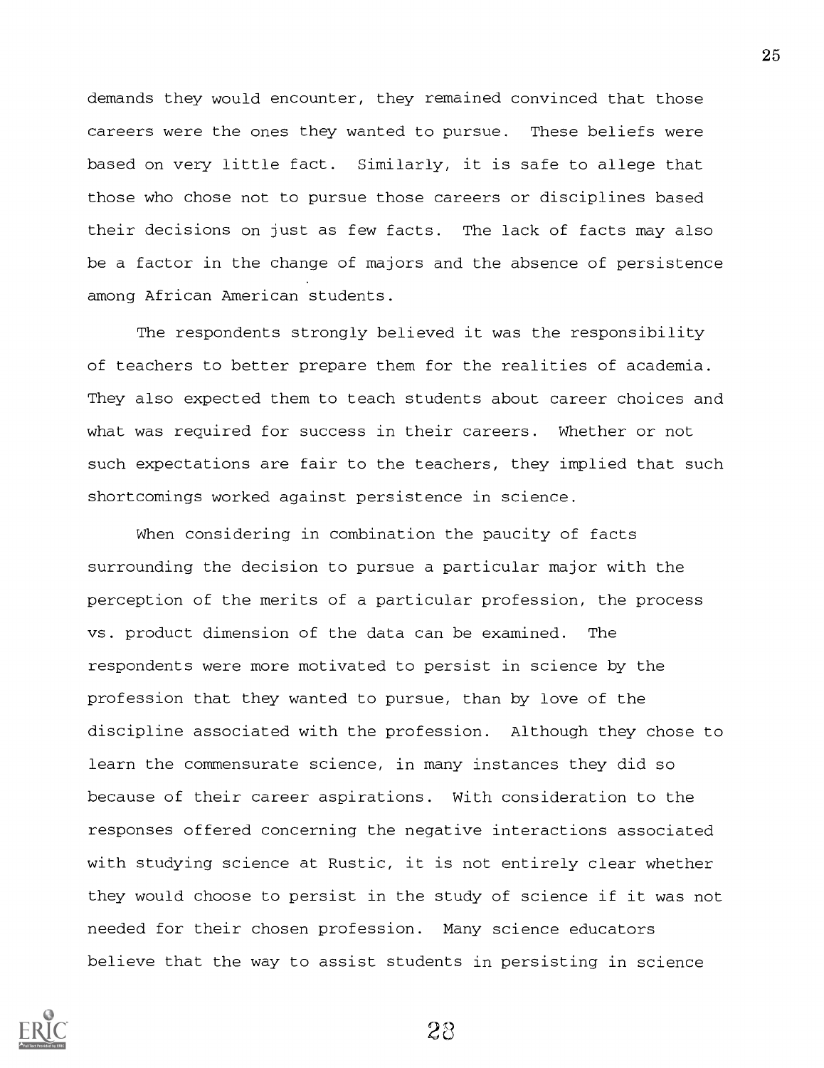demands they would encounter, they remained convinced that those careers were the ones they wanted to pursue. These beliefs were based on very little fact. Similarly, it is safe to allege that those who chose not to pursue those careers or disciplines based their decisions on just as few facts. The lack of facts may also be a factor in the change of majors and the absence of persistence among African American students.

The respondents strongly believed it was the responsibility of teachers to better prepare them for the realities of academia. They also expected them to teach students about career choices and what was required for success in their careers. Whether or not such expectations are fair to the teachers, they implied that such shortcomings worked against persistence in science.

When considering in combination the paucity of facts surrounding the decision to pursue a particular major with the perception of the merits of a particular profession, the process vs. product dimension of the data can be examined. The respondents were more motivated to persist in science by the profession that they wanted to pursue, than by love of the discipline associated with the profession. Although they chose to learn the commensurate science, in many instances they did so because of their career aspirations. With consideration to the responses offered concerning the negative interactions associated with studying science at Rustic, it is not entirely clear whether they would choose to persist in the study of science if it was not needed for their chosen profession. Many science educators believe that the way to assist students in persisting in science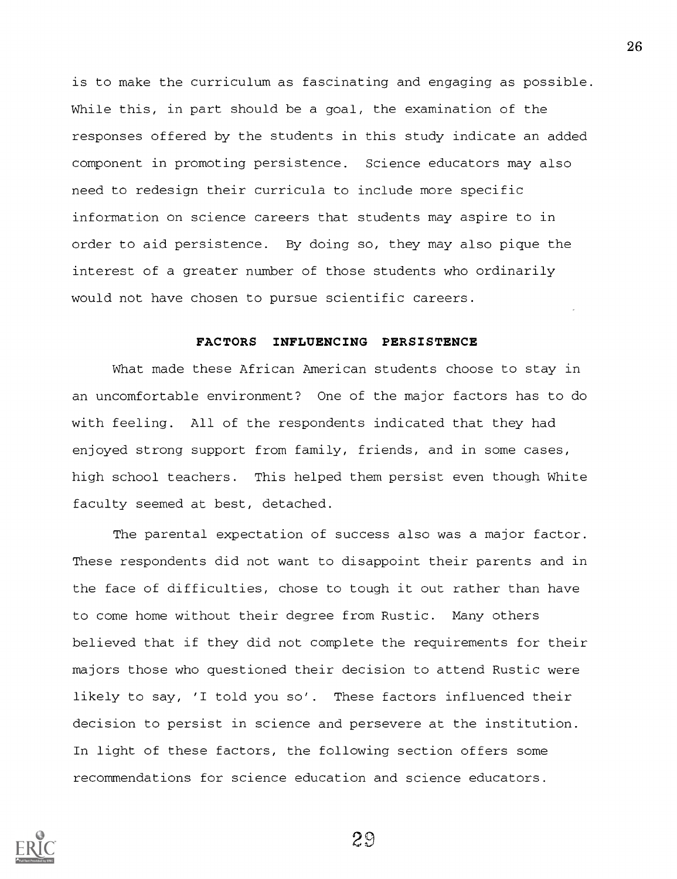is to make the curriculum as fascinating and engaging as possible. While this, in part should be a goal, the examination of the responses offered by the students in this study indicate an added component in promoting persistence. Science educators may also need to redesign their curricula to include more specific information on science careers that students may aspire to in order to aid persistence. By doing so, they may also pique the interest of a greater number of those students who ordinarily would not have chosen to pursue scientific careers.

## FACTORS INFLUENCING PERSISTENCE

What made these African American students choose to stay in an uncomfortable environment? One of the major factors has to do with feeling. All of the respondents indicated that they had enjoyed strong support from family, friends, and in some cases, high school teachers. This helped them persist even though White faculty seemed at best, detached.

The parental expectation of success also was a major factor. These respondents did not want to disappoint their parents and in the face of difficulties, chose to tough it out rather than have to come home without their degree from Rustic. Many others believed that if they did not complete the requirements for their majors those who questioned their decision to attend Rustic were likely to say, 'I told you so'. These factors influenced their decision to persist in science and persevere at the institution. In light of these factors, the following section offers some recommendations for science education and science educators.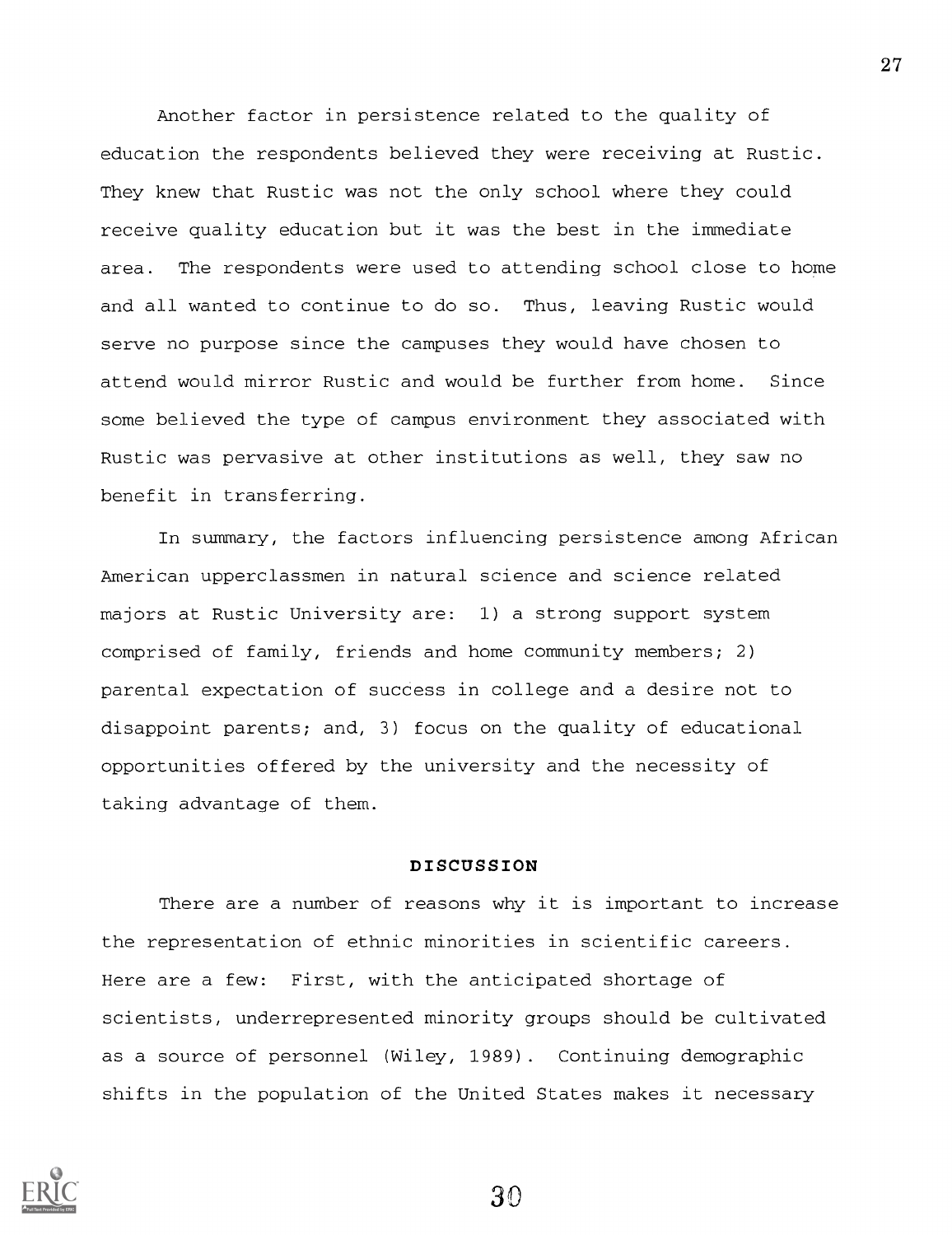Another factor in persistence related to the quality of education the respondents believed they were receiving at Rustic. They knew that Rustic was not the only school where they could receive quality education but it was the best in the immediate area. The respondents were used to attending school close to home and all wanted to continue to do so. Thus, leaving Rustic would serve no purpose since the campuses they would have chosen to attend would mirror Rustic and would be further from home. Since some believed the type of campus environment they associated with Rustic was pervasive at other institutions as well, they saw no benefit in transferring.

In summary, the factors influencing persistence among African American upperclassmen in natural science and science related majors at Rustic University are: 1) a strong support system comprised of family, friends and home community members; 2) parental expectation of success in college and a desire not to disappoint parents; and, 3) focus on the quality of educational opportunities offered by the university and the necessity of taking advantage of them.

## DISCUSSION

There are a number of reasons why it is important to increase the representation of ethnic minorities in scientific careers. Here are a few: First, with the anticipated shortage of scientists, underrepresented minority groups should be cultivated as a source of personnel (Wiley, 1989). Continuing demographic shifts in the population of the United States makes it necessary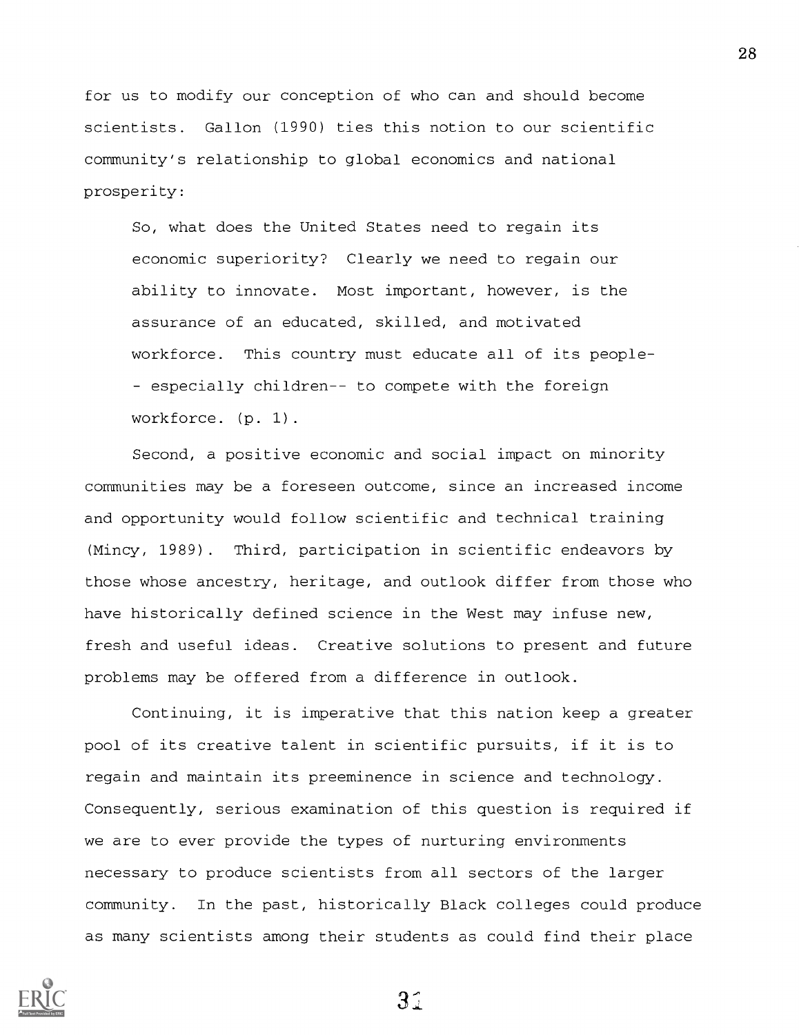for us to modify our conception of who can and should become scientists. Gallon (1990) ties this notion to our scientific community's relationship to global economics and national prosperity:

> So, what does the United States need to regain its economic superiority? Clearly we need to regain our ability to innovate. Most important, however, is the assurance of an educated, skilled, and motivated workforce. This country must educate all of its people-- especially children-- to compete with the foreign workforce. (p. 1).

Second, a positive economic and social impact on minority communities may be a foreseen outcome, since an increased income and opportunity would follow scientific and technical training (Mincy, 1989). Third, participation in scientific endeavors by those whose ancestry, heritage, and outlook differ from those who have historically defined science in the West may infuse new, fresh and useful ideas. Creative solutions to present and future problems may be offered from a difference in outlook.

Continuing, it is imperative that this nation keep a greater pool of its creative talent in scientific pursuits, if it is to regain and maintain its preeminence in science and technology. Consequently, serious examination of this question is required if we are to ever provide the types of nurturing environments necessary to produce scientists from all sectors of the larger community. In the past, historically Black colleges could produce as many scientists among their students as could find their place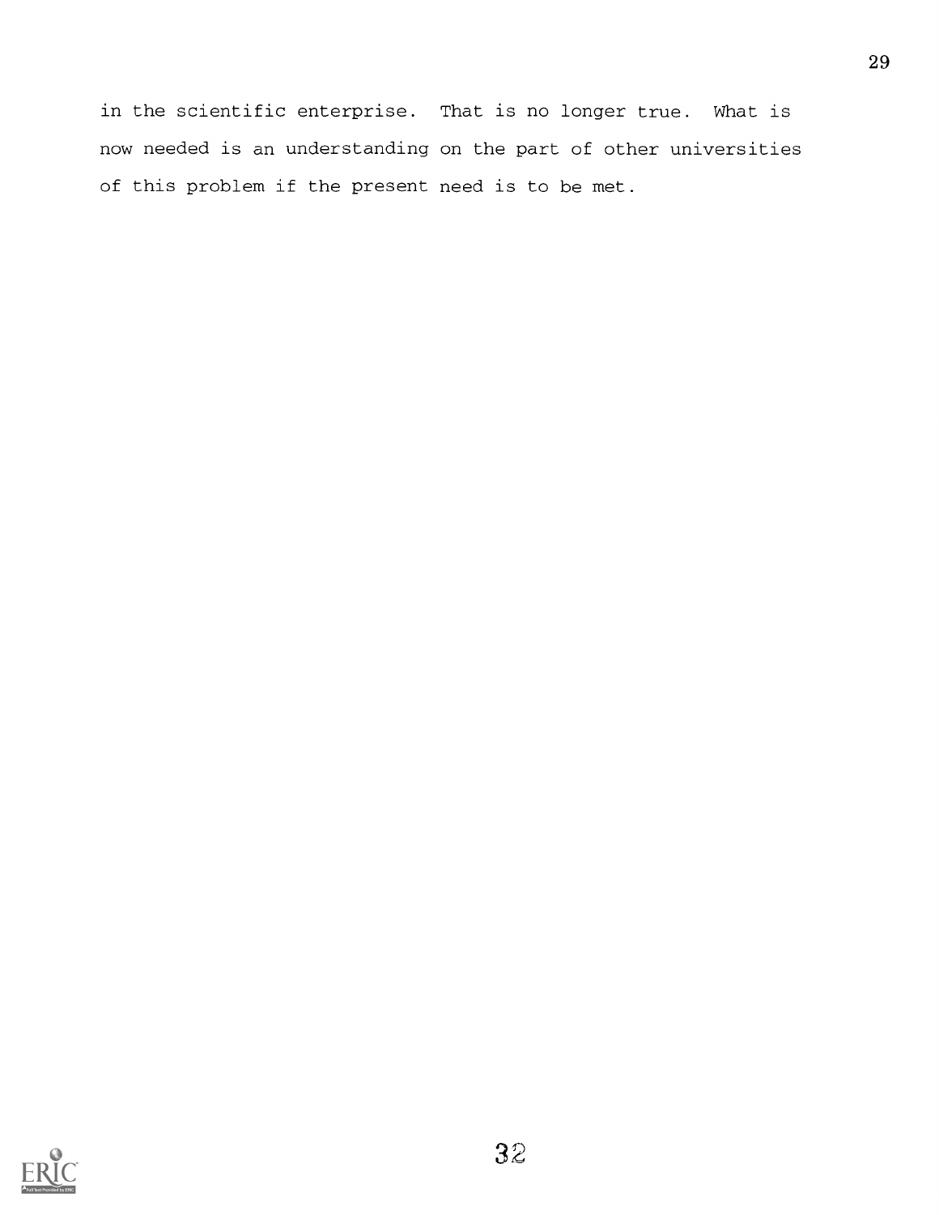in the scientific enterprise. That is no longer true. What is now needed is an understanding on the part of other universities of this problem if the present need is to be met.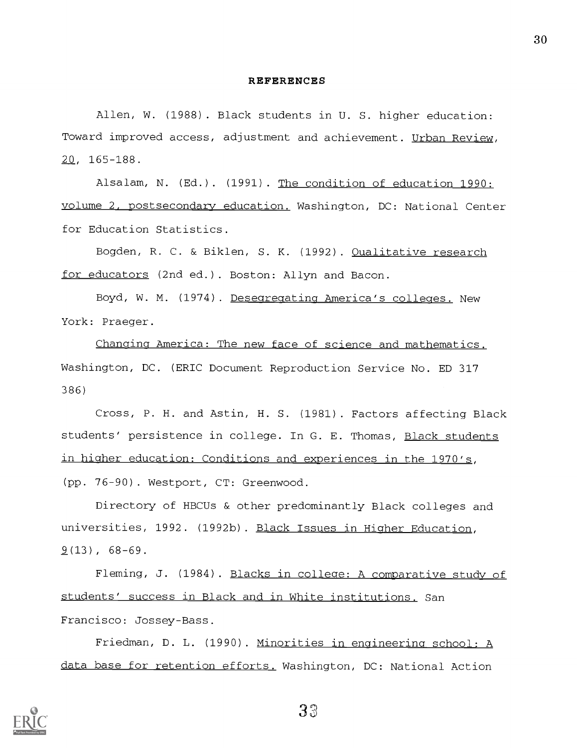# REFERENCES

Allen, W. (1988). Black students in U. S. higher education: Toward improved access, adjustment and achievement. Urban Review, 20, 165-188.

Alsalam, N. (Ed.). (1991). The condition of education 1990: volume 2, postsecondary education. Washington, DC: National Center for Education Statistics.

Bogden, R. C. & Biklen, S. K. (1992). Qualitative research for educators (2nd ed.). Boston: Allyn and Bacon.

Boyd, W. M. (1974). Desegregating America's colleges. New York: Praeger.

Changing America: The new face of science and mathematics. Washington, DC. (ERIC Document Reproduction Service No. ED 317 386)

Cross, P. H. and Astin, H. S. (1981). Factors affecting Black students' persistence in college. In G. E. Thomas, Black students in higher education: Conditions and experiences in the 1970's, (pp. 76-90). Westport, CT: Greenwood.

Directory of HBCUs & other predominantly Black colleges and universities, 1992. (1992b). Black Issues in Higher Education, 9(13), 68-69.

Fleming, J. (1984). Blacks in college: A comparative study of students' success in Black and in White institutions. San Francisco: Jossey-Bass.

Friedman, D. L. (1990). Minorities in engineering school: A data base for retention efforts. Washington, DC: National Action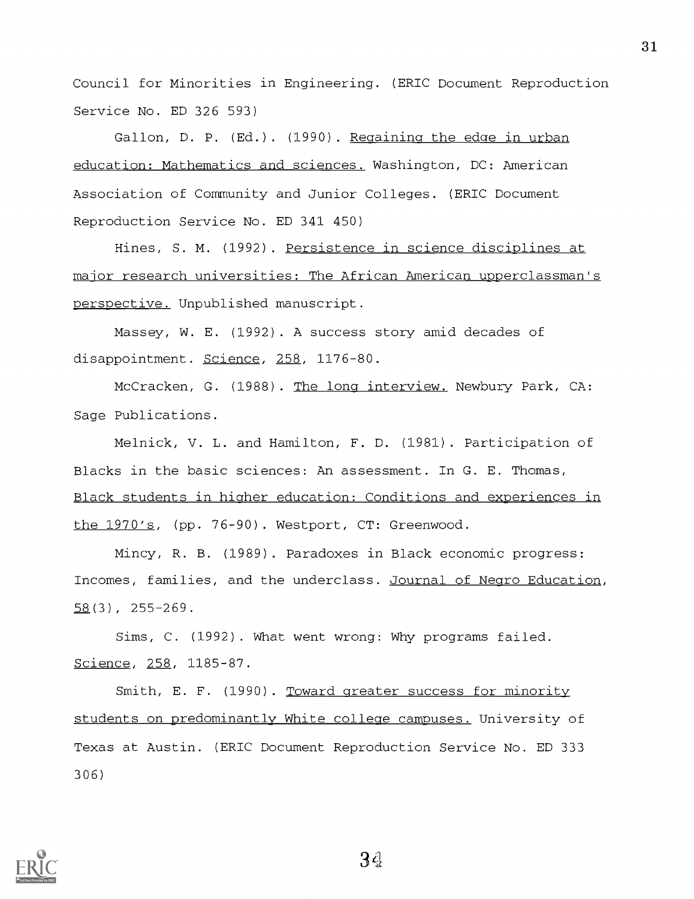Council for Minorities in Engineering. (ERIC Document Reproduction Service No. ED 326 593)

Gallon, D. P. (Ed.). (1990). Regaining the edge in urban education: Mathematics and sciences. Washington, DC: American Association of Community and Junior Colleges. (ERIC Document Reproduction Service No. ED 341 450)

Hines, S. M. (1992). Persistence in science disciplines at major research universities: The African American upperclassman's perspective. Unpublished manuscript.

Massey, W. E. (1992). A success story amid decades of disappointment. Science, 258, 1176-80.

McCracken, G. (1988). The long interview. Newbury Park, CA: Sage Publications.

Melnick, V. L. and Hamilton, F. D. (1981). Participation of Blacks in the basic sciences: An assessment. In G. E. Thomas, Black students in higher education: Conditions and experiences in the 1970's, (pp. 76-90). Westport, CT: Greenwood.

Mincy, R. B. (1989). Paradoxes in Black economic progress: Incomes, families, and the underclass. Journal of Negro Education, 58(3), 255-269.

Sims, C. (1992). What went wrong: Why programs failed. Science, 258, 1185-87.

Smith, E. F. (1990). Toward greater success for minority students on predominantly White college campuses. University of Texas at Austin. (ERIC Document Reproduction Service No. ED 333 306)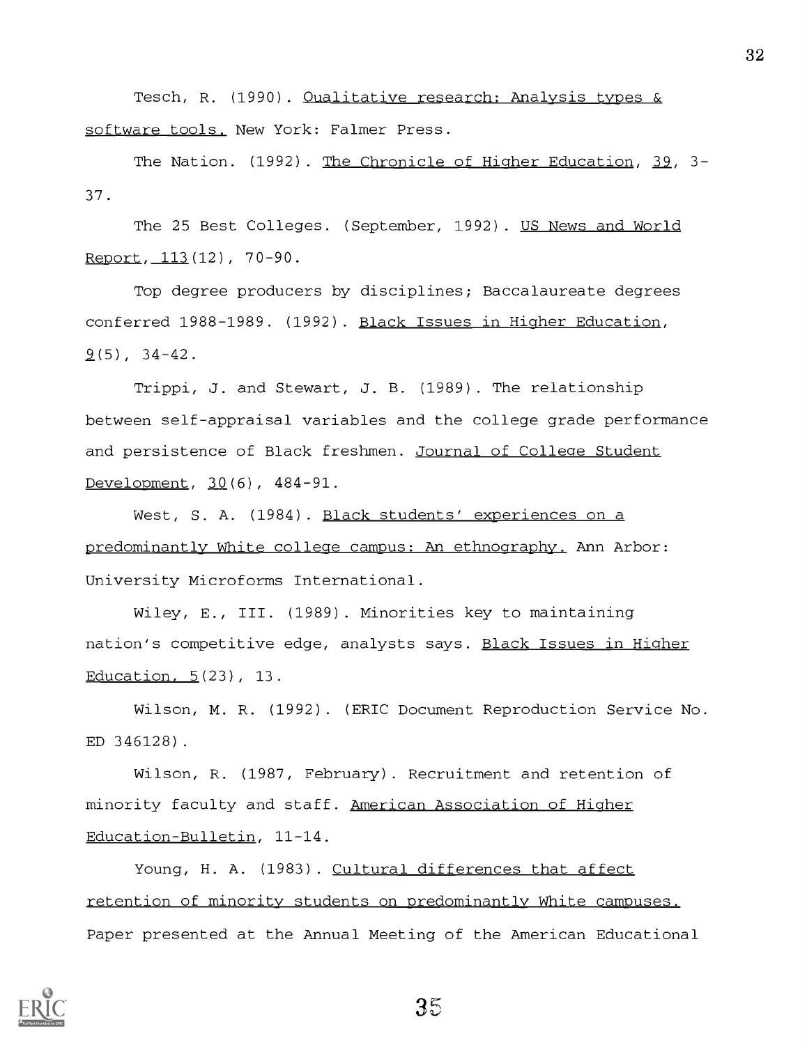Tesch, R. (1990). Qualitative research: Analysis types & software tools. New York: Falmer Press.

The Nation. (1992). The Chronicle of Higher Education, 39, 3-37.

The 25 Best Colleges. (September, 1992). US News and World Report, 113(12), 70-90.

Top degree producers by disciplines; Baccalaureate degrees conferred 1988-1989. (1992). Black Issues in Higher Education, 9(5), 34-42.

Trippi, J. and Stewart, J. B. (1989). The relationship between self-appraisal variables and the college grade performance and persistence of Black freshmen. Journal of College Student Development, 30(6), 484-91.

West, S. A. (1984). Black students' experiences on a predominantly White college campus: An ethnography. Ann Arbor: University Microforms International.

Wiley, E., III. (1989). Minorities key to maintaining nation's competitive edge, analysts says. Black Issues in Higher Education, 5(23), 13.

Wilson, M. R. (1992). (ERIC Document Reproduction Service No. ED 346128).

Wilson, R. (1987, February). Recruitment and retention of minority faculty and staff. American Association of Higher Education-Bulletin, 11-14.

Young, H. A. (1983). Cultural differences that affect retention of minority students on predominantly White campuses. Paper presented at the Annual Meeting of the American Educational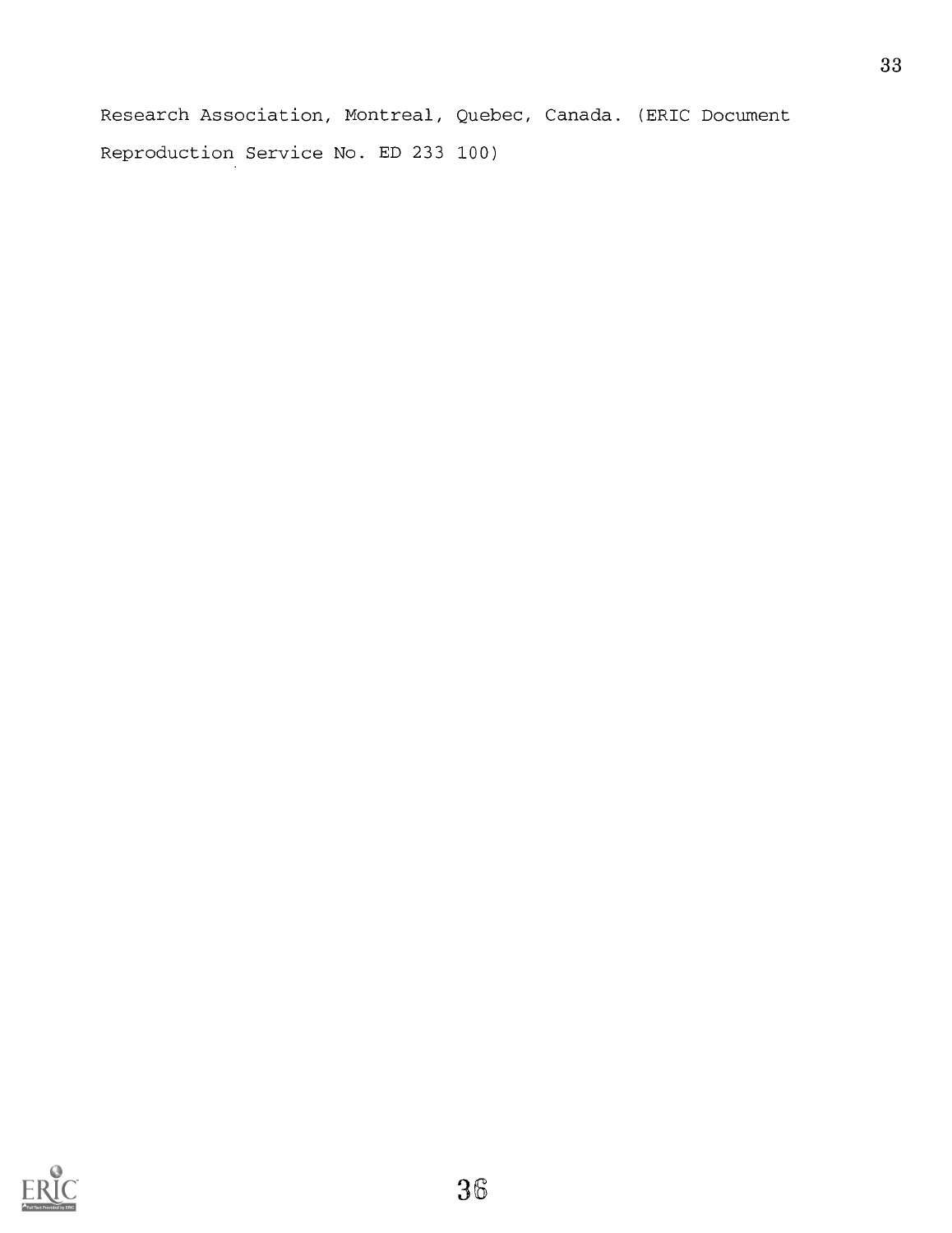Research Association, Montreal, Quebec, Canada. (ERIC Document Reproduction Service No. ED 233 100)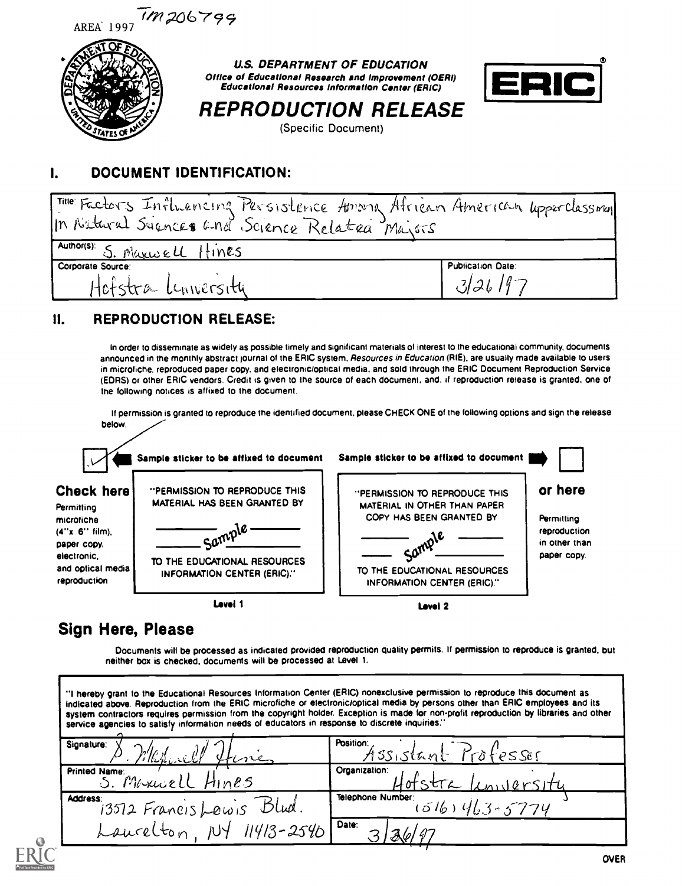AREA 1997 TM206799

U.S. DEPARTMENT OF EDUCATION
Office of Educational Research and Improvement (OERI)
Educational Resources Information Center (ERIC)

ERIC®

# REPRODUCTION RELEASE

(Specific Document)

## I. DOCUMENT IDENTIFICATION:

| | |
|---|---|
| Title: Factors Influencing Persistence Among African American Upperclassmen in Natural Sciences and Science Related Majors | |
| Author(s): S. Maxwell Hines | |
| Corporate Source: Hofstra University | Publication Date: 3/26/97 |

## II. REPRODUCTION RELEASE:

In order to disseminate as widely as possible timely and significant materials of interest to the educational community, documents announced in the monthly abstract journal of the ERIC system, *Resources in Education* (RIE), are usually made available to users in microfiche, reproduced paper copy, and electronic/optical media, and sold through the ERIC Document Reproduction Service (EDRS) or other ERIC vendors. Credit is given to the source of each document, and, if reproduction release is granted, one of the following notices is affixed to the document.

If permission is granted to reproduce the identified document, please CHECK ONE of the following options and sign the release below.

[✓] Sample sticker to be affixed to document

**Check here**
Permitting microfiche (4"x 6" film), paper copy, electronic, and optical media reproduction

"PERMISSION TO REPRODUCE THIS MATERIAL HAS BEEN GRANTED BY
Sample
TO THE EDUCATIONAL RESOURCES INFORMATION CENTER (ERIC)."

**Level 1**

Sample sticker to be affixed to document [ ]

"PERMISSION TO REPRODUCE THIS MATERIAL IN OTHER THAN PAPER COPY HAS BEEN GRANTED BY
Sample
TO THE EDUCATIONAL RESOURCES INFORMATION CENTER (ERIC)."

**Level 2**

**or here**
Permitting reproduction in other than paper copy.

## Sign Here, Please

Documents will be processed as indicated provided reproduction quality permits. If permission to reproduce is granted, but neither box is checked, documents will be processed at Level 1.

| | |
|---|---|
| "I hereby grant to the Educational Resources Information Center (ERIC) nonexclusive permission to reproduce this document as indicated above. Reproduction from the ERIC microfiche or electronic/optical media by persons other than ERIC employees and its system contractors requires permission from the copyright holder. Exception is made for non-profit reproduction by libraries and other service agencies to satisfy information needs of educators in response to discrete inquiries." | |
| Signature: S. Maxwell Hines | Position: Assistant Professor |
| Printed Name: S. Maxwell Hines | Organization: Hofstra University |
| Address: 13512 Francis Lewis Blvd. Laurelton, NY 11413-2540 | Telephone Number: (516) 463-5774 |
| | Date: 3/26/97 |

OVER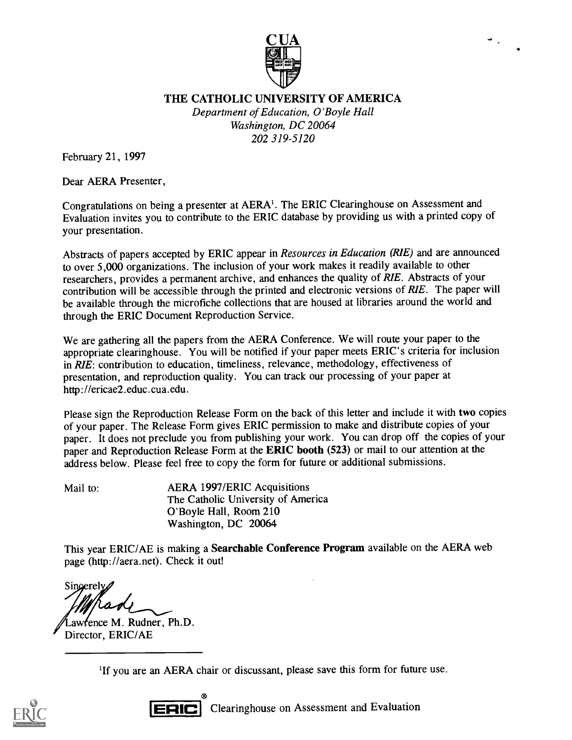CUA

# THE CATHOLIC UNIVERSITY OF AMERICA

*Department of Education, O'Boyle Hall*
*Washington, DC 20064*
*202 319-5120*

February 21, 1997

Dear AERA Presenter,

Congratulations on being a presenter at AERA[1]. The ERIC Clearinghouse on Assessment and Evaluation invites you to contribute to the ERIC database by providing us with a printed copy of your presentation.

Abstracts of papers accepted by ERIC appear in *Resources in Education (RIE)* and are announced to over 5,000 organizations. The inclusion of your work makes it readily available to other researchers, provides a permanent archive, and enhances the quality of *RIE*. Abstracts of your contribution will be accessible through the printed and electronic versions of *RIE*. The paper will be available through the microfiche collections that are housed at libraries around the world and through the ERIC Document Reproduction Service.

We are gathering all the papers from the AERA Conference. We will route your paper to the appropriate clearinghouse. You will be notified if your paper meets ERIC's criteria for inclusion in *RIE*: contribution to education, timeliness, relevance, methodology, effectiveness of presentation, and reproduction quality. You can track our processing of your paper at http://ericae2.educ.cua.edu.

Please sign the Reproduction Release Form on the back of this letter and include it with **two** copies of your paper. The Release Form gives ERIC permission to make and distribute copies of your paper. It does not preclude you from publishing your work. You can drop off the copies of your paper and Reproduction Release Form at the **ERIC booth (523)** or mail to our attention at the address below. Please feel free to copy the form for future or additional submissions.

Mail to:

AERA 1997/ERIC Acquisitions
The Catholic University of America
O'Boyle Hall, Room 210
Washington, DC 20064

This year ERIC/AE is making a **Searchable Conference Program** available on the AERA web page (http://aera.net). Check it out!

Sincerely,

Lawrence M. Rudner, Ph.D.
Director, ERIC/AE

---

[1]If you are an AERA chair or discussant, please save this form for future use.

ERIC® Clearinghouse on Assessment and Evaluation